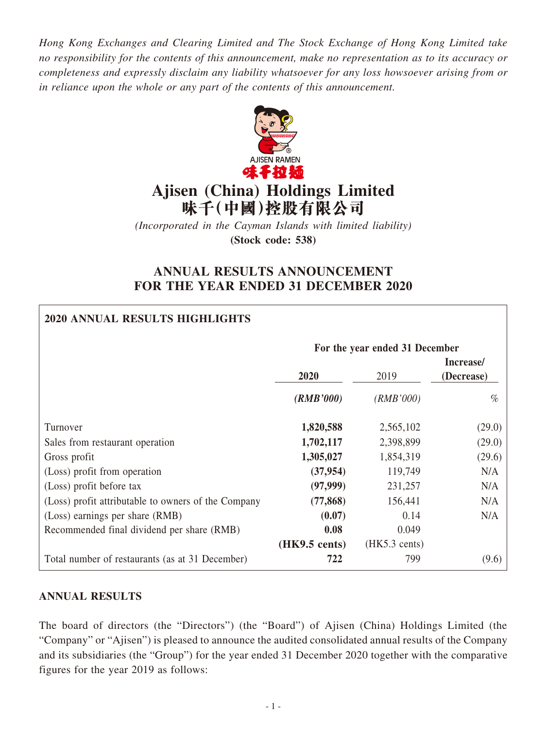*Hong Kong Exchanges and Clearing Limited and The Stock Exchange of Hong Kong Limited take no responsibility for the contents of this announcement, make no representation as to its accuracy or completeness and expressly disclaim any liability whatsoever for any loss howsoever arising from or in reliance upon the whole or any part of the contents of this announcement.*

AJISEN RAMEN
味千拉麵

# Ajisen (China) Holdings Limited
# 味千(中國)控股有限公司

*(Incorporated in the Cayman Islands with limited liability)*
**(Stock code: 538)**

## ANNUAL RESULTS ANNOUNCEMENT FOR THE YEAR ENDED 31 DECEMBER 2020

### 2020 ANNUAL RESULTS HIGHLIGHTS

| | For the year ended 31 December | | |
|---|---|---|---|
| | **2020** | 2019 | **Increase/ (Decrease)** |
| | ***(RMB'000)*** | *(RMB'000)* | *%* |
| Turnover | **1,820,588** | 2,565,102 | (29.0) |
| Sales from restaurant operation | **1,702,117** | 2,398,899 | (29.0) |
| Gross profit | **1,305,027** | 1,854,319 | (29.6) |
| (Loss) profit from operation | **(37,954)** | 119,749 | N/A |
| (Loss) profit before tax | **(97,999)** | 231,257 | N/A |
| (Loss) profit attributable to owners of the Company | **(77,868)** | 156,441 | N/A |
| (Loss) earnings per share (RMB) | **(0.07)** | 0.14 | N/A |
| Recommended final dividend per share (RMB) | **0.08** | 0.049 | |
| | **(HK9.5 cents)** | (HK5.3 cents) | |
| Total number of restaurants (as at 31 December) | **722** | 799 | (9.6) |

## ANNUAL RESULTS

The board of directors (the "Directors") (the "Board") of Ajisen (China) Holdings Limited (the "Company" or "Ajisen") is pleased to announce the audited consolidated annual results of the Company and its subsidiaries (the "Group") for the year ended 31 December 2020 together with the comparative figures for the year 2019 as follows: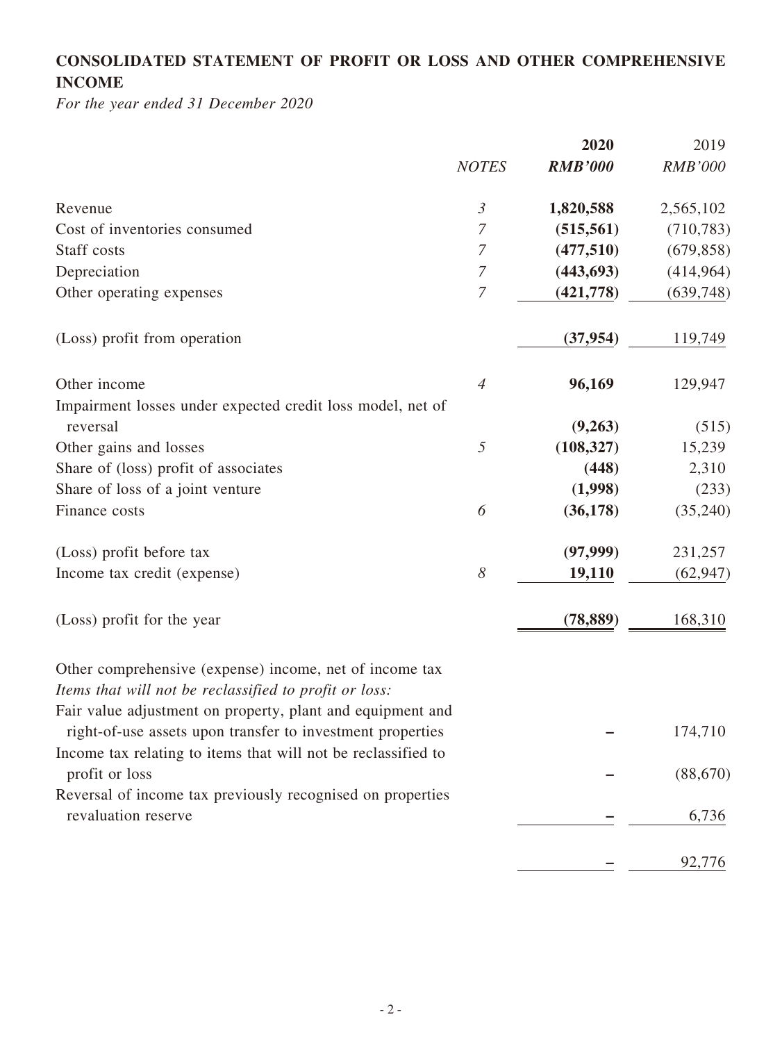## CONSOLIDATED STATEMENT OF PROFIT OR LOSS AND OTHER COMPREHENSIVE INCOME

*For the year ended 31 December 2020*

| | *NOTES* | **2020** | 2019 |
|---|---|---|---|
| | | ***RMB'000*** | *RMB'000* |
| Revenue | *3* | **1,820,588** | 2,565,102 |
| Cost of inventories consumed | *7* | **(515,561)** | (710,783) |
| Staff costs | *7* | **(477,510)** | (679,858) |
| Depreciation | *7* | **(443,693)** | (414,964) |
| Other operating expenses | *7* | **(421,778)** | (639,748) |
| (Loss) profit from operation | | **(37,954)** | 119,749 |
| Other income | *4* | **96,169** | 129,947 |
| Impairment losses under expected credit loss model, net of reversal | | **(9,263)** | (515) |
| Other gains and losses | *5* | **(108,327)** | 15,239 |
| Share of (loss) profit of associates | | **(448)** | 2,310 |
| Share of loss of a joint venture | | **(1,998)** | (233) |
| Finance costs | *6* | **(36,178)** | (35,240) |
| (Loss) profit before tax | | **(97,999)** | 231,257 |
| Income tax credit (expense) | *8* | **19,110** | (62,947) |
| (Loss) profit for the year | | **(78,889)** | 168,310 |
| Other comprehensive (expense) income, net of income tax | | | |
| *Items that will not be reclassified to profit or loss:* | | | |
| Fair value adjustment on property, plant and equipment and right-of-use assets upon transfer to investment properties | | **–** | 174,710 |
| Income tax relating to items that will not be reclassified to profit or loss | | **–** | (88,670) |
| Reversal of income tax previously recognised on properties revaluation reserve | | **–** | 6,736 |
| | | **–** | 92,776 |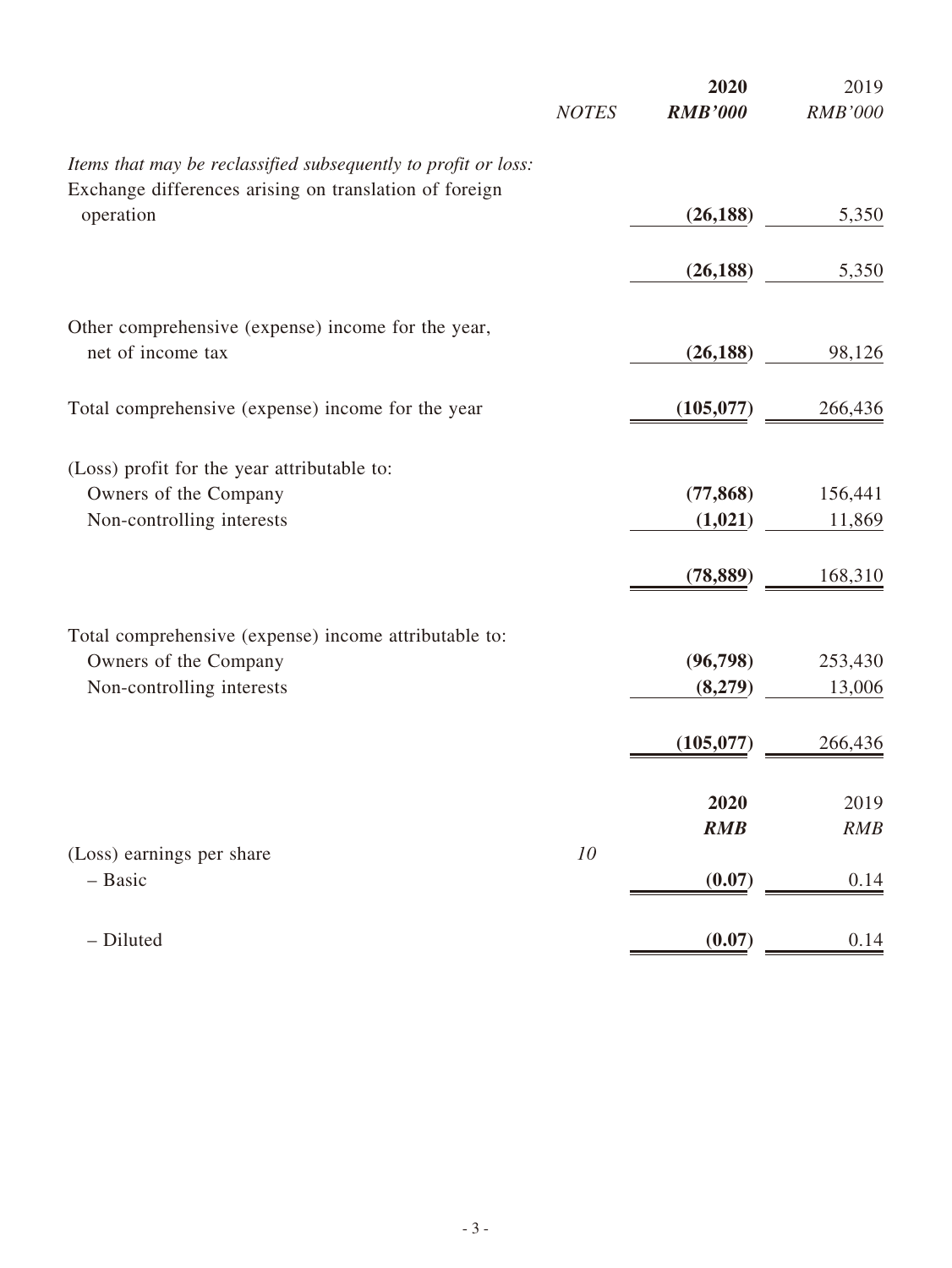| | NOTES | **2020** | 2019 |
|---|---|---|---|
| | | ***RMB'000*** | *RMB'000* |
| *Items that may be reclassified subsequently to profit or loss:* | | | |
| Exchange differences arising on translation of foreign operation | | **(26,188)** | 5,350 |
| | | **(26,188)** | 5,350 |
| Other comprehensive (expense) income for the year, net of income tax | | **(26,188)** | 98,126 |
| Total comprehensive (expense) income for the year | | **(105,077)** | 266,436 |
| (Loss) profit for the year attributable to: | | | |
| Owners of the Company | | **(77,868)** | 156,441 |
| Non-controlling interests | | **(1,021)** | 11,869 |
| | | **(78,889)** | 168,310 |
| Total comprehensive (expense) income attributable to: | | | |
| Owners of the Company | | **(96,798)** | 253,430 |
| Non-controlling interests | | **(8,279)** | 13,006 |
| | | **(105,077)** | 266,436 |

| | NOTES | **2020** | 2019 |
|---|---|---|---|
| | | ***RMB*** | *RMB* |
| (Loss) earnings per share | *10* | | |
| – Basic | | **(0.07)** | 0.14 |
| – Diluted | | **(0.07)** | 0.14 |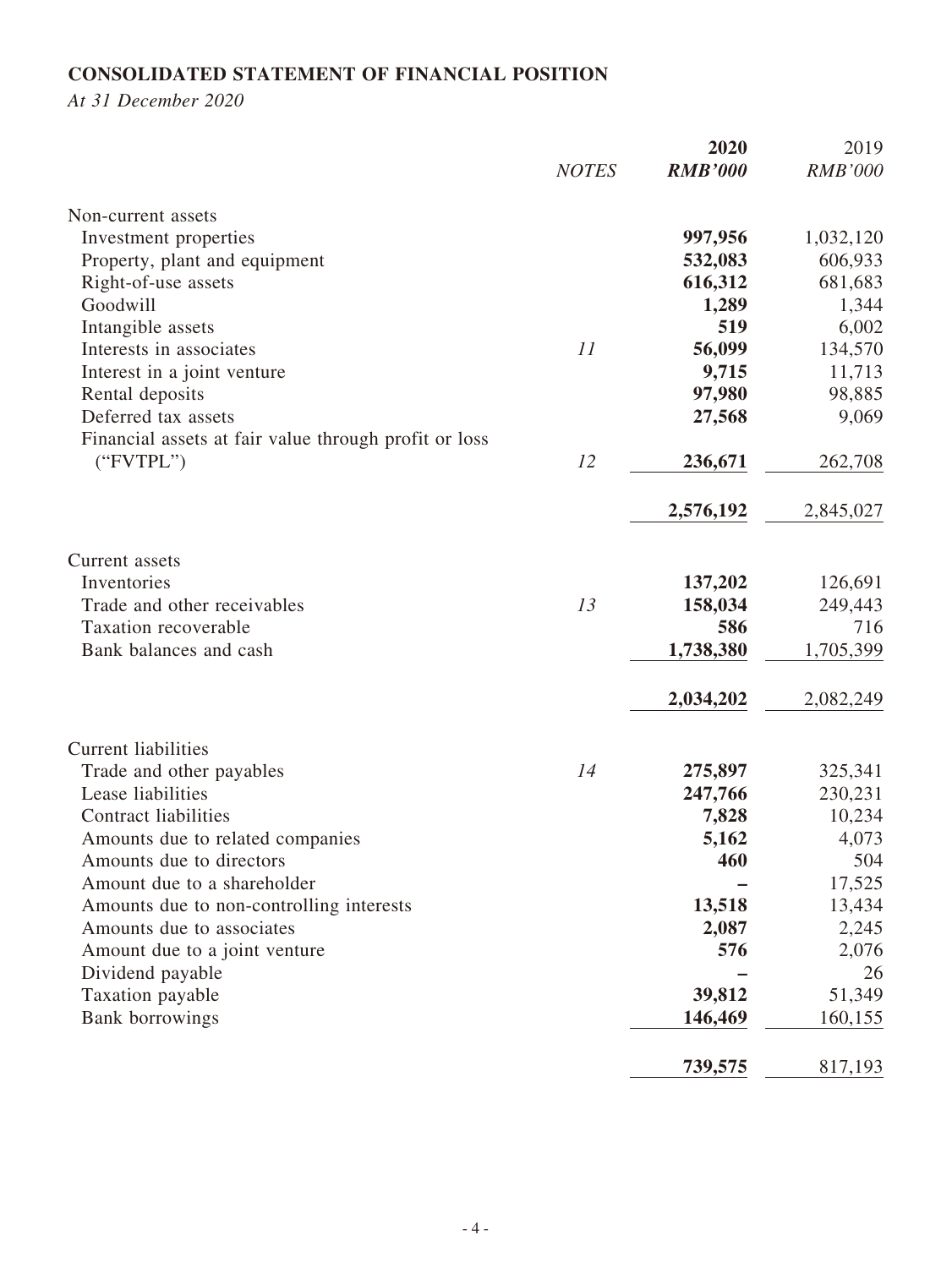## CONSOLIDATED STATEMENT OF FINANCIAL POSITION

*At 31 December 2020*

| | *NOTES* | **2020** | 2019 |
|---|---|---|---|
| | | ***RMB'000*** | *RMB'000* |
| Non-current assets | | | |
| Investment properties | | **997,956** | 1,032,120 |
| Property, plant and equipment | | **532,083** | 606,933 |
| Right-of-use assets | | **616,312** | 681,683 |
| Goodwill | | **1,289** | 1,344 |
| Intangible assets | | **519** | 6,002 |
| Interests in associates | *11* | **56,099** | 134,570 |
| Interest in a joint venture | | **9,715** | 11,713 |
| Rental deposits | | **97,980** | 98,885 |
| Deferred tax assets | | **27,568** | 9,069 |
| Financial assets at fair value through profit or loss ("FVTPL") | *12* | **236,671** | 262,708 |
| | | **2,576,192** | 2,845,027 |
| Current assets | | | |
| Inventories | | **137,202** | 126,691 |
| Trade and other receivables | *13* | **158,034** | 249,443 |
| Taxation recoverable | | **586** | 716 |
| Bank balances and cash | | **1,738,380** | 1,705,399 |
| | | **2,034,202** | 2,082,249 |
| Current liabilities | | | |
| Trade and other payables | *14* | **275,897** | 325,341 |
| Lease liabilities | | **247,766** | 230,231 |
| Contract liabilities | | **7,828** | 10,234 |
| Amounts due to related companies | | **5,162** | 4,073 |
| Amounts due to directors | | **460** | 504 |
| Amount due to a shareholder | | **–** | 17,525 |
| Amounts due to non-controlling interests | | **13,518** | 13,434 |
| Amounts due to associates | | **2,087** | 2,245 |
| Amount due to a joint venture | | **576** | 2,076 |
| Dividend payable | | **–** | 26 |
| Taxation payable | | **39,812** | 51,349 |
| Bank borrowings | | **146,469** | 160,155 |
| | | **739,575** | 817,193 |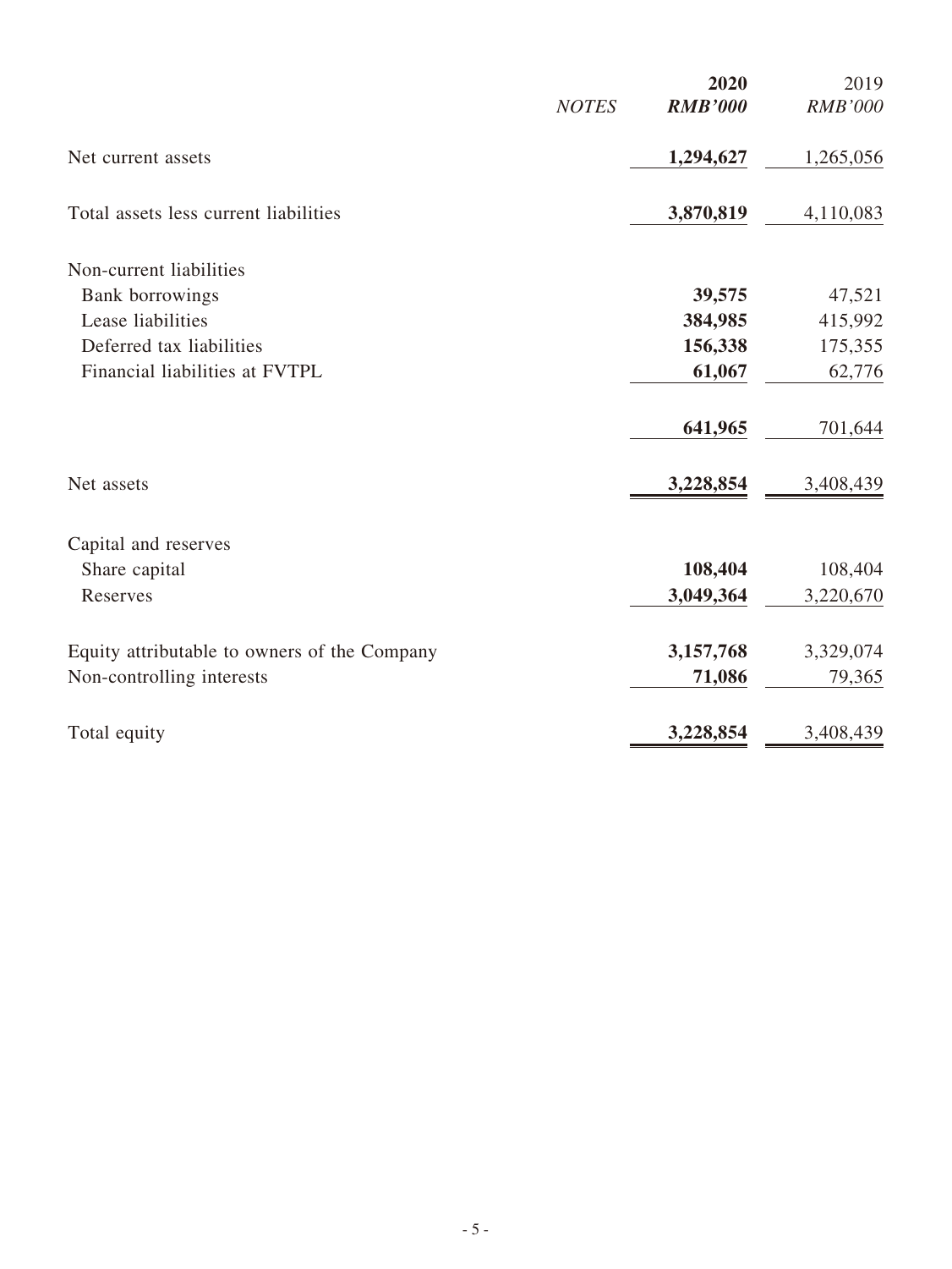| | NOTES | 2020<br>RMB'000 | 2019<br>RMB'000 |
|---|---|---|---|
| Net current assets | | **1,294,627** | 1,265,056 |
| Total assets less current liabilities | | **3,870,819** | 4,110,083 |
| Non-current liabilities | | | |
| Bank borrowings | | **39,575** | 47,521 |
| Lease liabilities | | **384,985** | 415,992 |
| Deferred tax liabilities | | **156,338** | 175,355 |
| Financial liabilities at FVTPL | | **61,067** | 62,776 |
| | | **641,965** | 701,644 |
| Net assets | | **3,228,854** | 3,408,439 |
| Capital and reserves | | | |
| Share capital | | **108,404** | 108,404 |
| Reserves | | **3,049,364** | 3,220,670 |
| Equity attributable to owners of the Company | | **3,157,768** | 3,329,074 |
| Non-controlling interests | | **71,086** | 79,365 |
| Total equity | | **3,228,854** | 3,408,439 |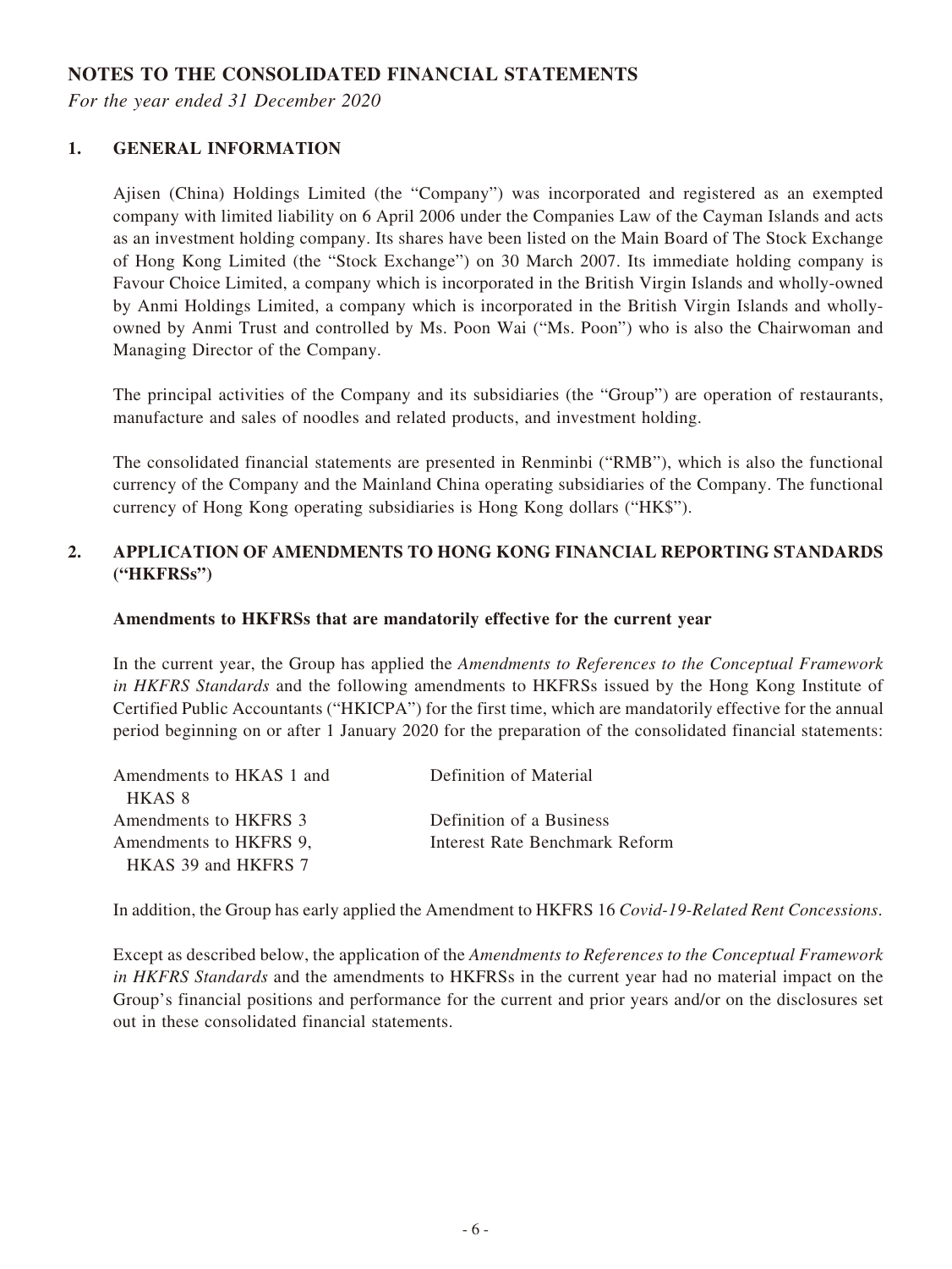# NOTES TO THE CONSOLIDATED FINANCIAL STATEMENTS

*For the year ended 31 December 2020*

## 1. GENERAL INFORMATION

Ajisen (China) Holdings Limited (the "Company") was incorporated and registered as an exempted company with limited liability on 6 April 2006 under the Companies Law of the Cayman Islands and acts as an investment holding company. Its shares have been listed on the Main Board of The Stock Exchange of Hong Kong Limited (the "Stock Exchange") on 30 March 2007. Its immediate holding company is Favour Choice Limited, a company which is incorporated in the British Virgin Islands and wholly-owned by Anmi Holdings Limited, a company which is incorporated in the British Virgin Islands and wholly-owned by Anmi Trust and controlled by Ms. Poon Wai ("Ms. Poon") who is also the Chairwoman and Managing Director of the Company.

The principal activities of the Company and its subsidiaries (the "Group") are operation of restaurants, manufacture and sales of noodles and related products, and investment holding.

The consolidated financial statements are presented in Renminbi ("RMB"), which is also the functional currency of the Company and the Mainland China operating subsidiaries of the Company. The functional currency of Hong Kong operating subsidiaries is Hong Kong dollars ("HK$").

## 2. APPLICATION OF AMENDMENTS TO HONG KONG FINANCIAL REPORTING STANDARDS ("HKFRSs")

### Amendments to HKFRSs that are mandatorily effective for the current year

In the current year, the Group has applied the *Amendments to References to the Conceptual Framework in HKFRS Standards* and the following amendments to HKFRSs issued by the Hong Kong Institute of Certified Public Accountants ("HKICPA") for the first time, which are mandatorily effective for the annual period beginning on or after 1 January 2020 for the preparation of the consolidated financial statements:

| | |
|---|---|
| Amendments to HKAS 1 and HKAS 8 | Definition of Material |
| Amendments to HKFRS 3 | Definition of a Business |
| Amendments to HKFRS 9, HKAS 39 and HKFRS 7 | Interest Rate Benchmark Reform |

In addition, the Group has early applied the Amendment to HKFRS 16 *Covid-19-Related Rent Concessions*.

Except as described below, the application of the *Amendments to References to the Conceptual Framework in HKFRS Standards* and the amendments to HKFRSs in the current year had no material impact on the Group's financial positions and performance for the current and prior years and/or on the disclosures set out in these consolidated financial statements.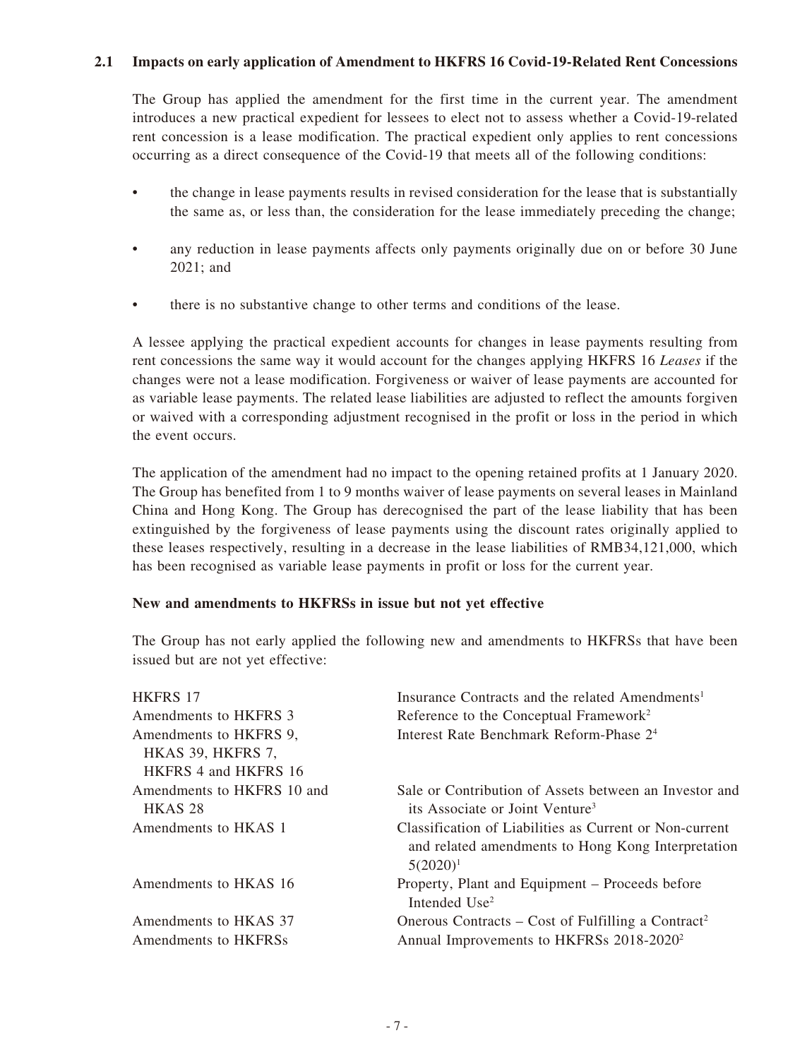### 2.1 Impacts on early application of Amendment to HKFRS 16 Covid-19-Related Rent Concessions

The Group has applied the amendment for the first time in the current year. The amendment introduces a new practical expedient for lessees to elect not to assess whether a Covid-19-related rent concession is a lease modification. The practical expedient only applies to rent concessions occurring as a direct consequence of the Covid-19 that meets all of the following conditions:

- the change in lease payments results in revised consideration for the lease that is substantially the same as, or less than, the consideration for the lease immediately preceding the change;
- any reduction in lease payments affects only payments originally due on or before 30 June 2021; and
- there is no substantive change to other terms and conditions of the lease.

A lessee applying the practical expedient accounts for changes in lease payments resulting from rent concessions the same way it would account for the changes applying HKFRS 16 *Leases* if the changes were not a lease modification. Forgiveness or waiver of lease payments are accounted for as variable lease payments. The related lease liabilities are adjusted to reflect the amounts forgiven or waived with a corresponding adjustment recognised in the profit or loss in the period in which the event occurs.

The application of the amendment had no impact to the opening retained profits at 1 January 2020. The Group has benefited from 1 to 9 months waiver of lease payments on several leases in Mainland China and Hong Kong. The Group has derecognised the part of the lease liability that has been extinguished by the forgiveness of lease payments using the discount rates originally applied to these leases respectively, resulting in a decrease in the lease liabilities of RMB34,121,000, which has been recognised as variable lease payments in profit or loss for the current year.

**New and amendments to HKFRSs in issue but not yet effective**

The Group has not early applied the following new and amendments to HKFRSs that have been issued but are not yet effective:

| | |
|---|---|
| HKFRS 17 | Insurance Contracts and the related Amendments[1] |
| Amendments to HKFRS 3 | Reference to the Conceptual Framework[2] |
| Amendments to HKFRS 9, HKAS 39, HKFRS 7, HKFRS 4 and HKFRS 16 | Interest Rate Benchmark Reform-Phase 2[4] |
| Amendments to HKFRS 10 and HKAS 28 | Sale or Contribution of Assets between an Investor and its Associate or Joint Venture[3] |
| Amendments to HKAS 1 | Classification of Liabilities as Current or Non-current and related amendments to Hong Kong Interpretation 5(2020)[1] |
| Amendments to HKAS 16 | Property, Plant and Equipment – Proceeds before Intended Use[2] |
| Amendments to HKAS 37 | Onerous Contracts – Cost of Fulfilling a Contract[2] |
| Amendments to HKFRSs | Annual Improvements to HKFRSs 2018-2020[2] |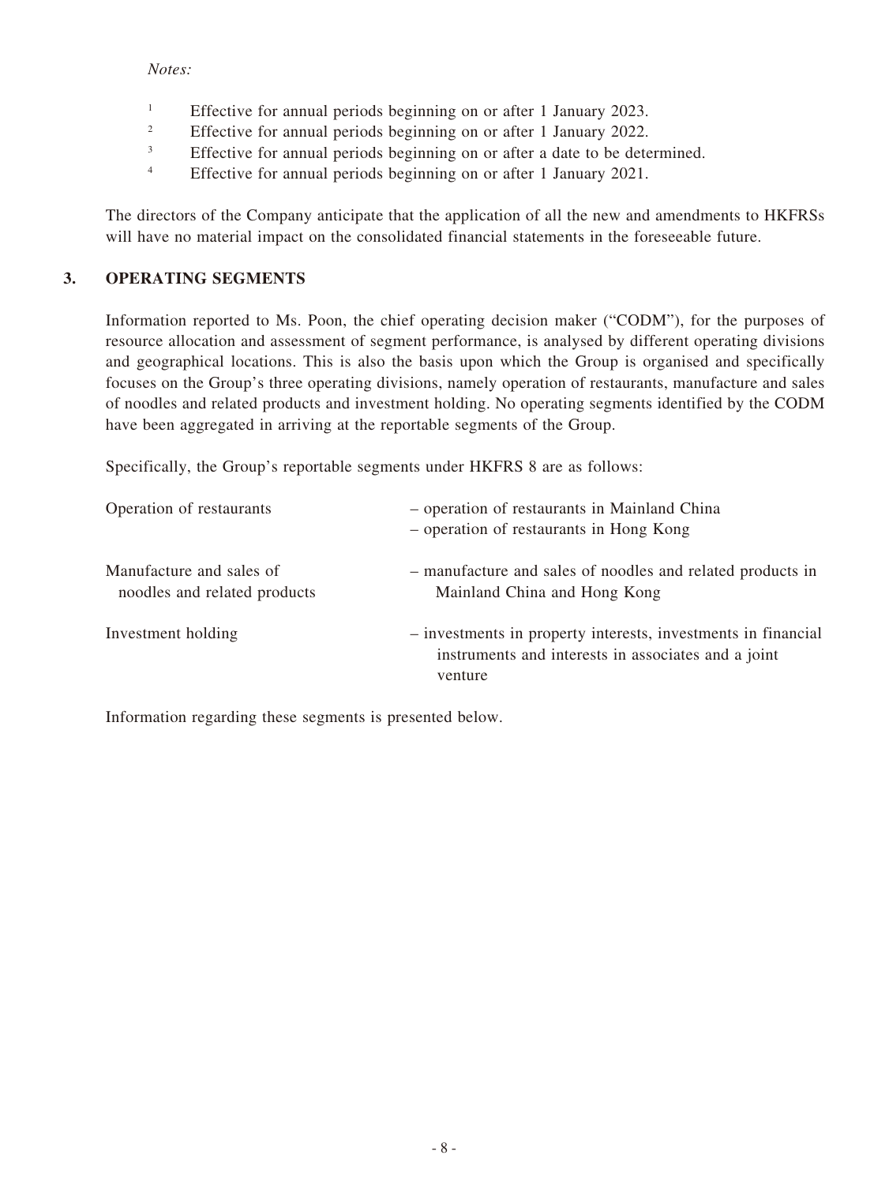*Notes:*

[1] Effective for annual periods beginning on or after 1 January 2023.

[2] Effective for annual periods beginning on or after 1 January 2022.

[3] Effective for annual periods beginning on or after a date to be determined.

[4] Effective for annual periods beginning on or after 1 January 2021.

The directors of the Company anticipate that the application of all the new and amendments to HKFRSs will have no material impact on the consolidated financial statements in the foreseeable future.

## 3. OPERATING SEGMENTS

Information reported to Ms. Poon, the chief operating decision maker ("CODM"), for the purposes of resource allocation and assessment of segment performance, is analysed by different operating divisions and geographical locations. This is also the basis upon which the Group is organised and specifically focuses on the Group's three operating divisions, namely operation of restaurants, manufacture and sales of noodles and related products and investment holding. No operating segments identified by the CODM have been aggregated in arriving at the reportable segments of the Group.

Specifically, the Group's reportable segments under HKFRS 8 are as follows:

| | |
|---|---|
| Operation of restaurants | – operation of restaurants in Mainland China<br>– operation of restaurants in Hong Kong |
| Manufacture and sales of noodles and related products | – manufacture and sales of noodles and related products in Mainland China and Hong Kong |
| Investment holding | – investments in property interests, investments in financial instruments and interests in associates and a joint venture |

Information regarding these segments is presented below.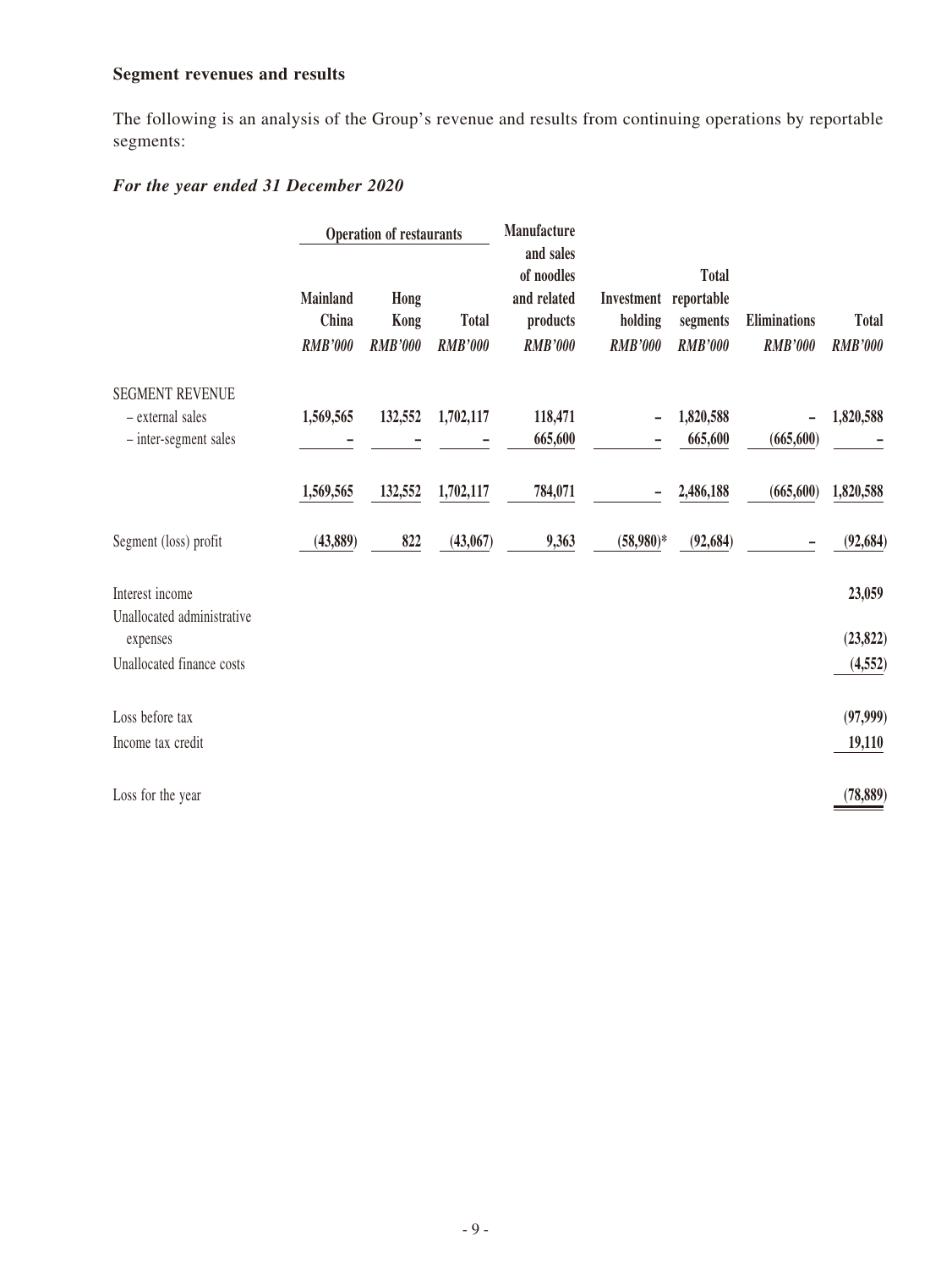**Segment revenues and results**

The following is an analysis of the Group's revenue and results from continuing operations by reportable segments:

***For the year ended 31 December 2020***

| | Operation of restaurants | | | Manufacture and sales of noodles and related products | Investment holding | Total reportable segments | Eliminations | Total |
|---|---|---|---|---|---|---|---|---|
| | Mainland China | Hong Kong | Total | | | | | |
| | *RMB'000* | *RMB'000* | *RMB'000* | *RMB'000* | *RMB'000* | *RMB'000* | *RMB'000* | *RMB'000* |
| SEGMENT REVENUE | | | | | | | | |
| – external sales | 1,569,565 | 132,552 | 1,702,117 | 118,471 | – | 1,820,588 | – | 1,820,588 |
| – inter-segment sales | – | – | – | 665,600 | – | 665,600 | (665,600) | – |
| | 1,569,565 | 132,552 | 1,702,117 | 784,071 | – | 2,486,188 | (665,600) | 1,820,588 |
| Segment (loss) profit | (43,889) | 822 | (43,067) | 9,363 | (58,980)* | (92,684) | – | (92,684) |
| Interest income | | | | | | | | 23,059 |
| Unallocated administrative expenses | | | | | | | | (23,822) |
| Unallocated finance costs | | | | | | | | (4,552) |
| Loss before tax | | | | | | | | (97,999) |
| Income tax credit | | | | | | | | 19,110 |
| Loss for the year | | | | | | | | (78,889) |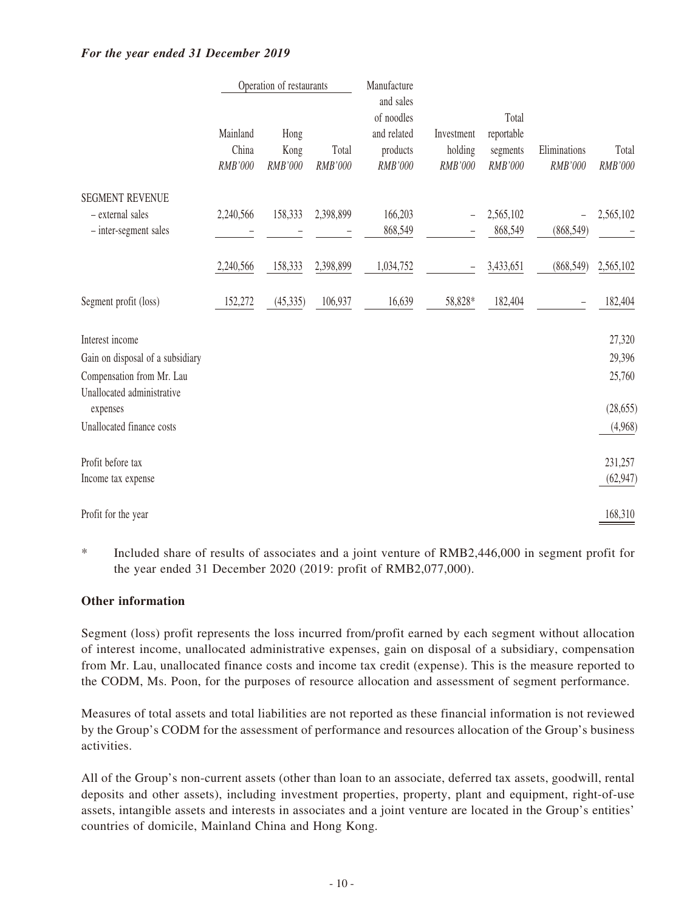***For the year ended 31 December 2019***

| | Operation of restaurants | | | Manufacture and sales of noodles and related products | Investment holding | Total reportable segments | Eliminations | Total |
|---|---|---|---|---|---|---|---|---|
| | Mainland China | Hong Kong | Total | | | | | |
| | *RMB'000* | *RMB'000* | *RMB'000* | *RMB'000* | *RMB'000* | *RMB'000* | *RMB'000* | *RMB'000* |
| SEGMENT REVENUE | | | | | | | | |
| – external sales | 2,240,566 | 158,333 | 2,398,899 | 166,203 | – | 2,565,102 | – | 2,565,102 |
| – inter-segment sales | – | – | – | 868,549 | – | 868,549 | (868,549) | – |
| | 2,240,566 | 158,333 | 2,398,899 | 1,034,752 | – | 3,433,651 | (868,549) | 2,565,102 |
| Segment profit (loss) | 152,272 | (45,335) | 106,937 | 16,639 | 58,828* | 182,404 | – | 182,404 |
| Interest income | | | | | | | | 27,320 |
| Gain on disposal of a subsidiary | | | | | | | | 29,396 |
| Compensation from Mr. Lau | | | | | | | | 25,760 |
| Unallocated administrative expenses | | | | | | | | (28,655) |
| Unallocated finance costs | | | | | | | | (4,968) |
| Profit before tax | | | | | | | | 231,257 |
| Income tax expense | | | | | | | | (62,947) |
| Profit for the year | | | | | | | | 168,310 |

\* Included share of results of associates and a joint venture of RMB2,446,000 in segment profit for the year ended 31 December 2020 (2019: profit of RMB2,077,000).

**Other information**

Segment (loss) profit represents the loss incurred from/profit earned by each segment without allocation of interest income, unallocated administrative expenses, gain on disposal of a subsidiary, compensation from Mr. Lau, unallocated finance costs and income tax credit (expense). This is the measure reported to the CODM, Ms. Poon, for the purposes of resource allocation and assessment of segment performance.

Measures of total assets and total liabilities are not reported as these financial information is not reviewed by the Group's CODM for the assessment of performance and resources allocation of the Group's business activities.

All of the Group's non-current assets (other than loan to an associate, deferred tax assets, goodwill, rental deposits and other assets), including investment properties, property, plant and equipment, right-of-use assets, intangible assets and interests in associates and a joint venture are located in the Group's entities' countries of domicile, Mainland China and Hong Kong.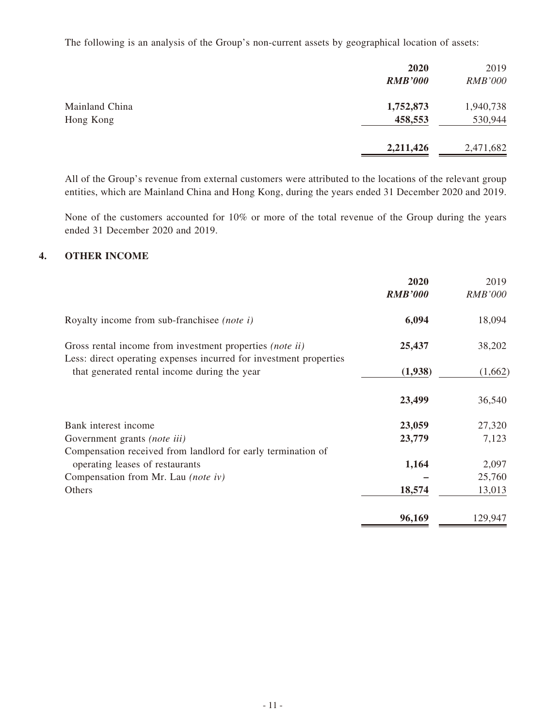The following is an analysis of the Group's non-current assets by geographical location of assets:

| | **2020** | 2019 |
|---|---|---|
| | ***RMB'000*** | *RMB'000* |
| Mainland China | **1,752,873** | 1,940,738 |
| Hong Kong | **458,553** | 530,944 |
| | **2,211,426** | 2,471,682 |

All of the Group's revenue from external customers were attributed to the locations of the relevant group entities, which are Mainland China and Hong Kong, during the years ended 31 December 2020 and 2019.

None of the customers accounted for 10% or more of the total revenue of the Group during the years ended 31 December 2020 and 2019.

## 4. OTHER INCOME

| | **2020** | 2019 |
|---|---|---|
| | ***RMB'000*** | *RMB'000* |
| Royalty income from sub-franchisee *(note i)* | **6,094** | 18,094 |
| Gross rental income from investment properties *(note ii)* | **25,437** | 38,202 |
| Less: direct operating expenses incurred for investment properties that generated rental income during the year | **(1,938)** | (1,662) |
| | **23,499** | 36,540 |
| Bank interest income | **23,059** | 27,320 |
| Government grants *(note iii)* | **23,779** | 7,123 |
| Compensation received from landlord for early termination of operating leases of restaurants | **1,164** | 2,097 |
| Compensation from Mr. Lau *(note iv)* | **–** | 25,760 |
| Others | **18,574** | 13,013 |
| | **96,169** | 129,947 |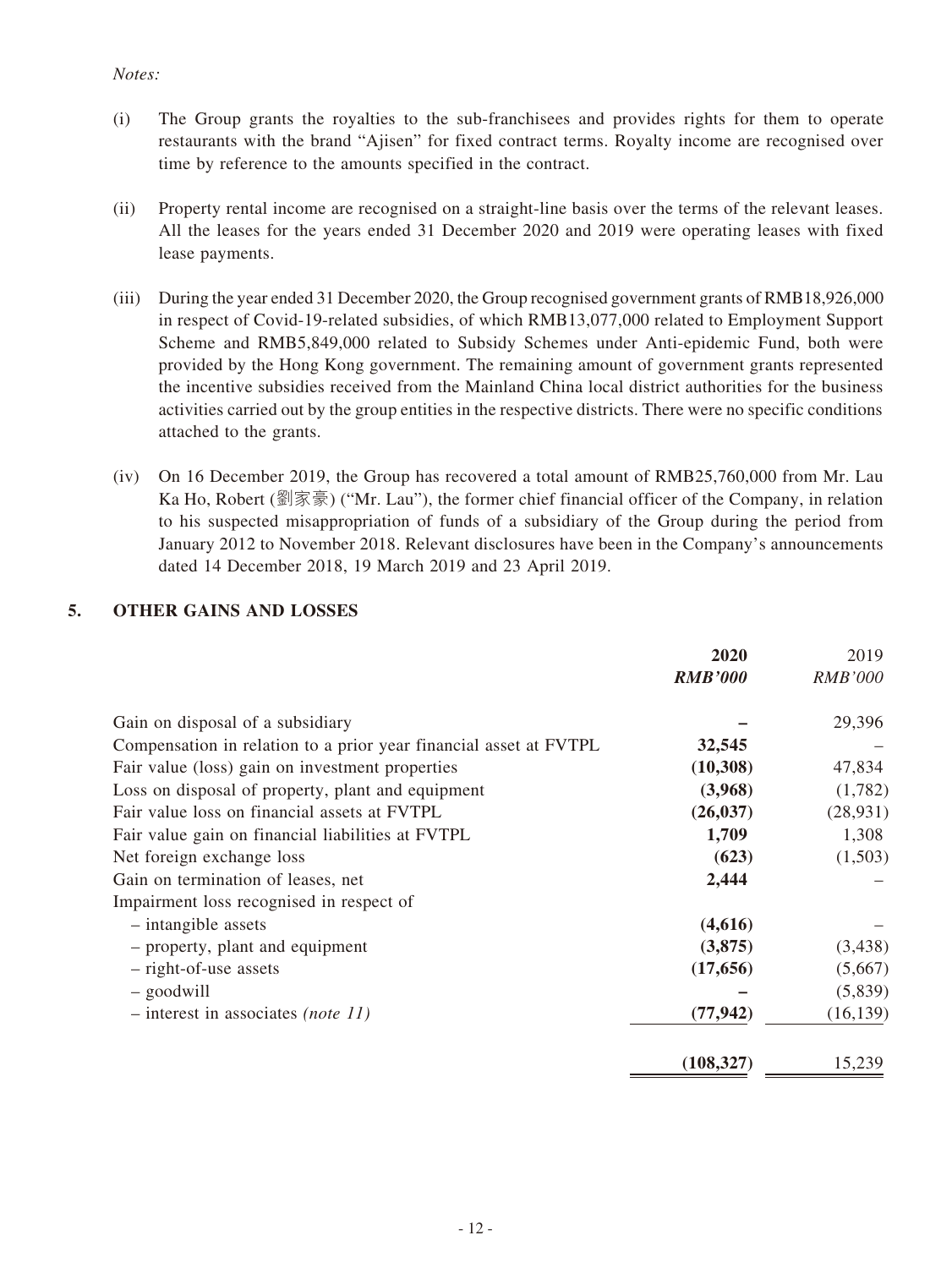*Notes:*

(i) The Group grants the royalties to the sub-franchisees and provides rights for them to operate restaurants with the brand "Ajisen" for fixed contract terms. Royalty income are recognised over time by reference to the amounts specified in the contract.

(ii) Property rental income are recognised on a straight-line basis over the terms of the relevant leases. All the leases for the years ended 31 December 2020 and 2019 were operating leases with fixed lease payments.

(iii) During the year ended 31 December 2020, the Group recognised government grants of RMB18,926,000 in respect of Covid-19-related subsidies, of which RMB13,077,000 related to Employment Support Scheme and RMB5,849,000 related to Subsidy Schemes under Anti-epidemic Fund, both were provided by the Hong Kong government. The remaining amount of government grants represented the incentive subsidies received from the Mainland China local district authorities for the business activities carried out by the group entities in the respective districts. There were no specific conditions attached to the grants.

(iv) On 16 December 2019, the Group has recovered a total amount of RMB25,760,000 from Mr. Lau Ka Ho, Robert (劉家豪) ("Mr. Lau"), the former chief financial officer of the Company, in relation to his suspected misappropriation of funds of a subsidiary of the Group during the period from January 2012 to November 2018. Relevant disclosures have been in the Company's announcements dated 14 December 2018, 19 March 2019 and 23 April 2019.

## 5. OTHER GAINS AND LOSSES

| | **2020** | 2019 |
|---|---|---|
| | ***RMB'000*** | *RMB'000* |
| Gain on disposal of a subsidiary | **–** | 29,396 |
| Compensation in relation to a prior year financial asset at FVTPL | **32,545** | – |
| Fair value (loss) gain on investment properties | **(10,308)** | 47,834 |
| Loss on disposal of property, plant and equipment | **(3,968)** | (1,782) |
| Fair value loss on financial assets at FVTPL | **(26,037)** | (28,931) |
| Fair value gain on financial liabilities at FVTPL | **1,709** | 1,308 |
| Net foreign exchange loss | **(623)** | (1,503) |
| Gain on termination of leases, net | **2,444** | – |
| Impairment loss recognised in respect of | | |
| – intangible assets | **(4,616)** | – |
| – property, plant and equipment | **(3,875)** | (3,438) |
| – right-of-use assets | **(17,656)** | (5,667) |
| – goodwill | **–** | (5,839) |
| – interest in associates *(note 11)* | **(77,942)** | (16,139) |
| | **(108,327)** | 15,239 |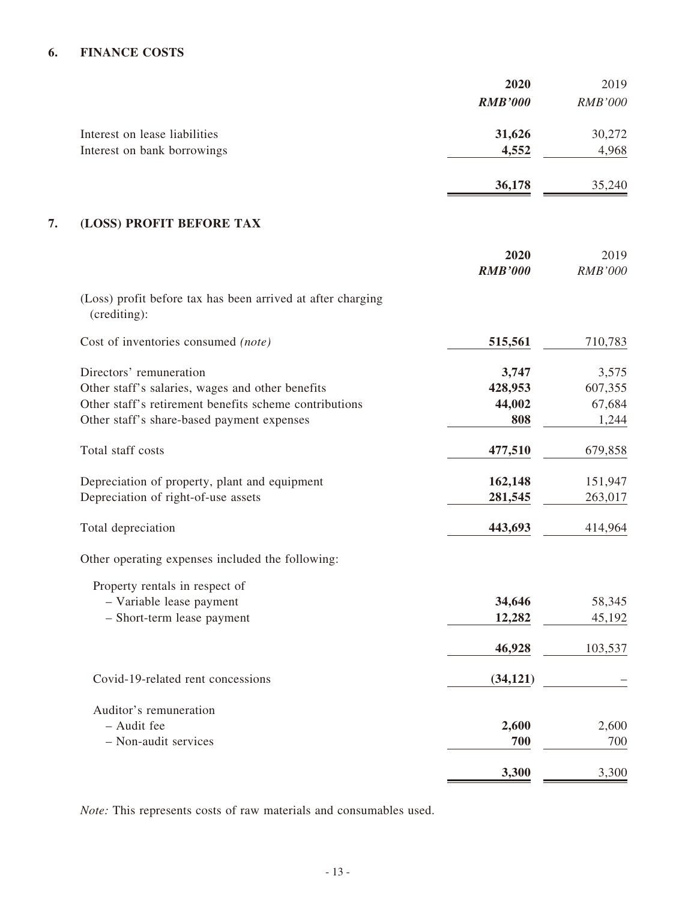## 6. FINANCE COSTS

| | 2020 | 2019 |
|---|---|---|
| | ***RMB'000*** | *RMB'000* |
| Interest on lease liabilities | **31,626** | 30,272 |
| Interest on bank borrowings | **4,552** | 4,968 |
| | **36,178** | 35,240 |

## 7. (LOSS) PROFIT BEFORE TAX

| | 2020 | 2019 |
|---|---|---|
| | ***RMB'000*** | *RMB'000* |
| (Loss) profit before tax has been arrived at after charging (crediting): | | |
| Cost of inventories consumed *(note)* | **515,561** | 710,783 |
| Directors' remuneration | **3,747** | 3,575 |
| Other staff's salaries, wages and other benefits | **428,953** | 607,355 |
| Other staff's retirement benefits scheme contributions | **44,002** | 67,684 |
| Other staff's share-based payment expenses | **808** | 1,244 |
| Total staff costs | **477,510** | 679,858 |
| Depreciation of property, plant and equipment | **162,148** | 151,947 |
| Depreciation of right-of-use assets | **281,545** | 263,017 |
| Total depreciation | **443,693** | 414,964 |
| Other operating expenses included the following: | | |
| Property rentals in respect of | | |
| – Variable lease payment | **34,646** | 58,345 |
| – Short-term lease payment | **12,282** | 45,192 |
| | **46,928** | 103,537 |
| Covid-19-related rent concessions | **(34,121)** | – |
| Auditor's remuneration | | |
| – Audit fee | **2,600** | 2,600 |
| – Non-audit services | **700** | 700 |
| | **3,300** | 3,300 |

*Note:* This represents costs of raw materials and consumables used.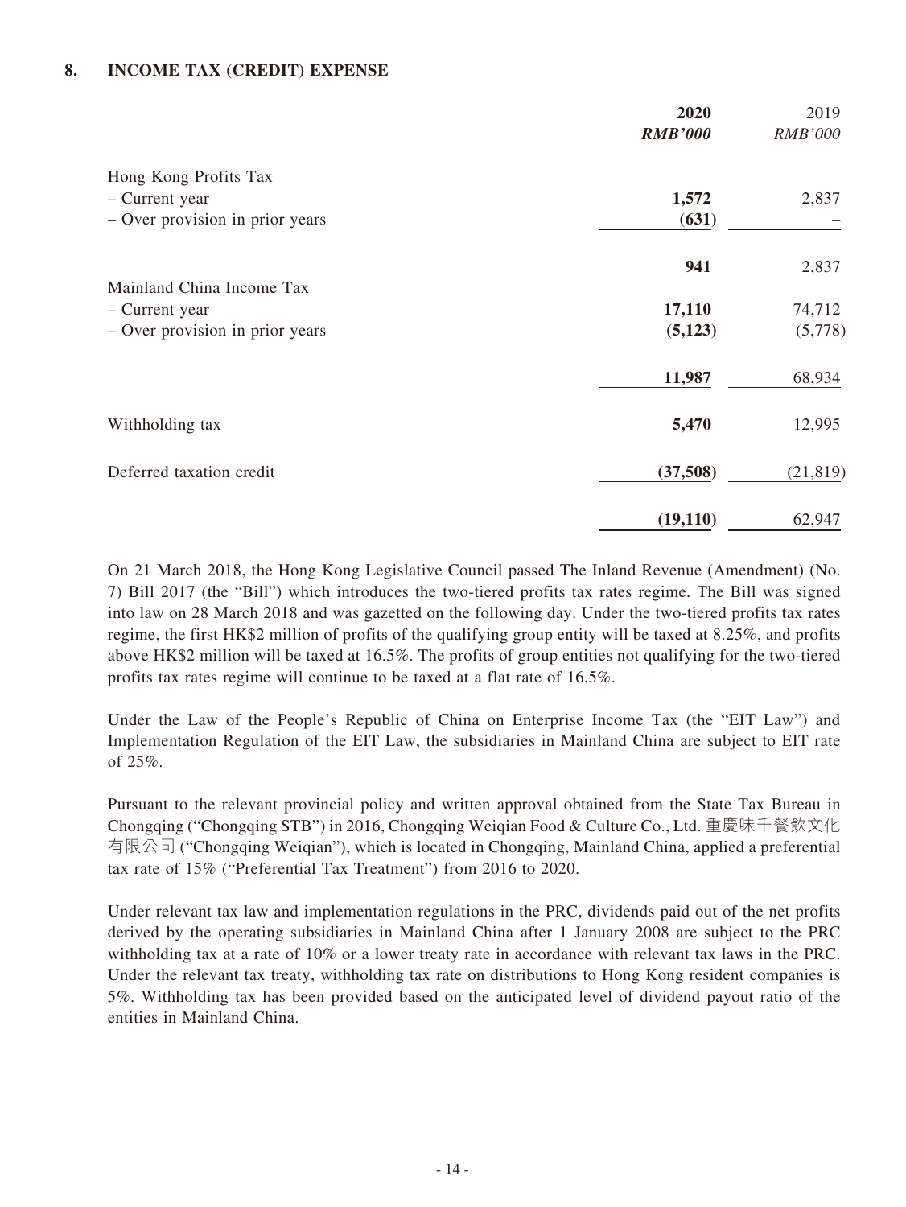## 8. INCOME TAX (CREDIT) EXPENSE

| | **2020** | 2019 |
|---|---|---|
| | ***RMB'000*** | *RMB'000* |
| Hong Kong Profits Tax | | |
| – Current year | **1,572** | 2,837 |
| – Over provision in prior years | **(631)** | – |
| | **941** | 2,837 |
| Mainland China Income Tax | | |
| – Current year | **17,110** | 74,712 |
| – Over provision in prior years | **(5,123)** | (5,778) |
| | **11,987** | 68,934 |
| Withholding tax | **5,470** | 12,995 |
| Deferred taxation credit | **(37,508)** | (21,819) |
| | **(19,110)** | 62,947 |

On 21 March 2018, the Hong Kong Legislative Council passed The Inland Revenue (Amendment) (No. 7) Bill 2017 (the "Bill") which introduces the two-tiered profits tax rates regime. The Bill was signed into law on 28 March 2018 and was gazetted on the following day. Under the two-tiered profits tax rates regime, the first HK$2 million of profits of the qualifying group entity will be taxed at 8.25%, and profits above HK$2 million will be taxed at 16.5%. The profits of group entities not qualifying for the two-tiered profits tax rates regime will continue to be taxed at a flat rate of 16.5%.

Under the Law of the People's Republic of China on Enterprise Income Tax (the "EIT Law") and Implementation Regulation of the EIT Law, the subsidiaries in Mainland China are subject to EIT rate of 25%.

Pursuant to the relevant provincial policy and written approval obtained from the State Tax Bureau in Chongqing ("Chongqing STB") in 2016, Chongqing Weiqian Food & Culture Co., Ltd. 重慶味千餐飲文化有限公司 ("Chongqing Weiqian"), which is located in Chongqing, Mainland China, applied a preferential tax rate of 15% ("Preferential Tax Treatment") from 2016 to 2020.

Under relevant tax law and implementation regulations in the PRC, dividends paid out of the net profits derived by the operating subsidiaries in Mainland China after 1 January 2008 are subject to the PRC withholding tax at a rate of 10% or a lower treaty rate in accordance with relevant tax laws in the PRC. Under the relevant tax treaty, withholding tax rate on distributions to Hong Kong resident companies is 5%. Withholding tax has been provided based on the anticipated level of dividend payout ratio of the entities in Mainland China.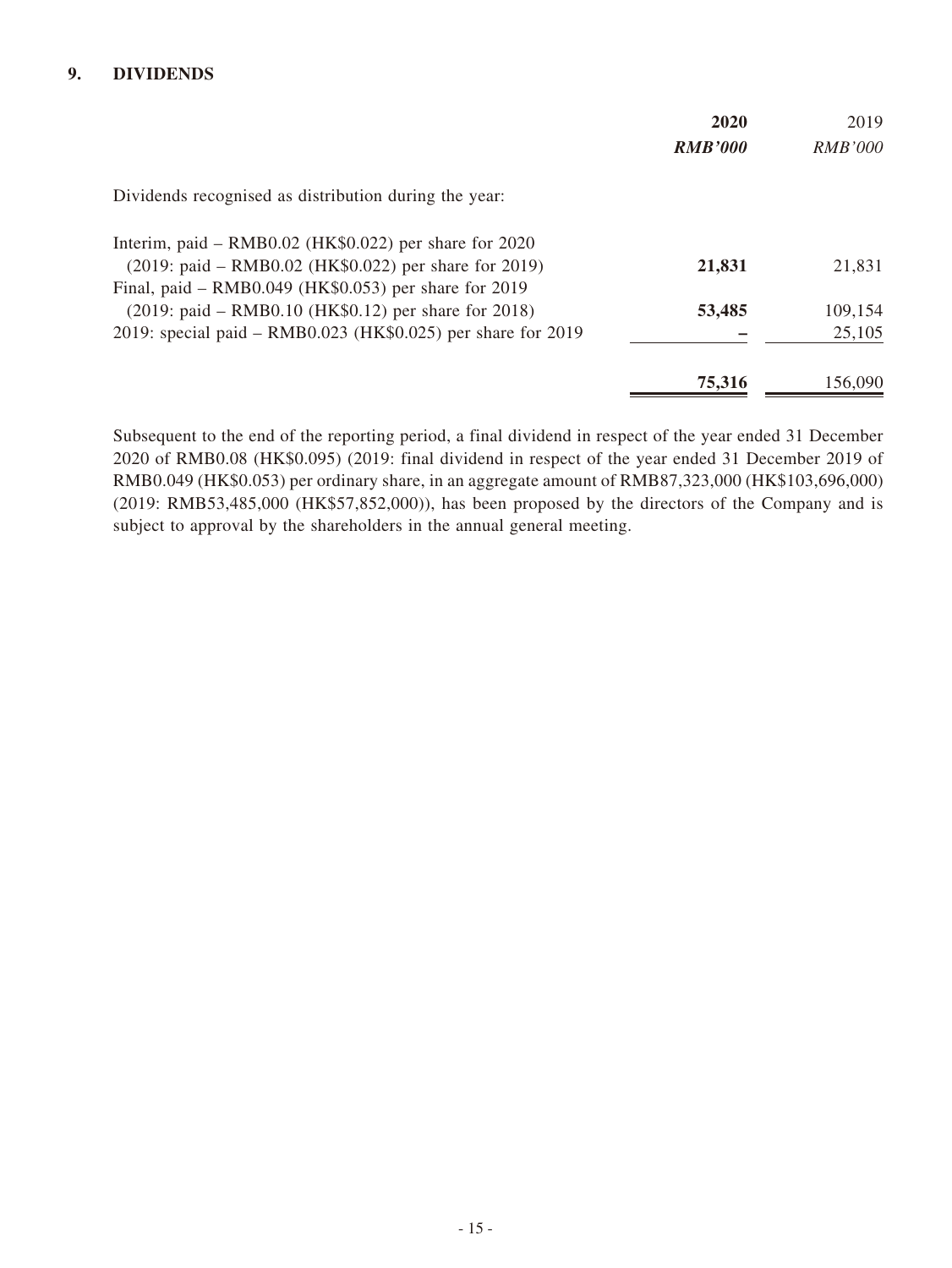## 9. DIVIDENDS

| | **2020** | 2019 |
|---|---|---|
| | ***RMB'000*** | *RMB'000* |
| Dividends recognised as distribution during the year: | | |
| Interim, paid – RMB0.02 (HK$0.022) per share for 2020 (2019: paid – RMB0.02 (HK$0.022) per share for 2019) | **21,831** | 21,831 |
| Final, paid – RMB0.049 (HK$0.053) per share for 2019 (2019: paid – RMB0.10 (HK$0.12) per share for 2018) | **53,485** | 109,154 |
| 2019: special paid – RMB0.023 (HK$0.025) per share for 2019 | **–** | 25,105 |
| | **75,316** | 156,090 |

Subsequent to the end of the reporting period, a final dividend in respect of the year ended 31 December 2020 of RMB0.08 (HK$0.095) (2019: final dividend in respect of the year ended 31 December 2019 of RMB0.049 (HK$0.053) per ordinary share, in an aggregate amount of RMB87,323,000 (HK$103,696,000) (2019: RMB53,485,000 (HK$57,852,000)), has been proposed by the directors of the Company and is subject to approval by the shareholders in the annual general meeting.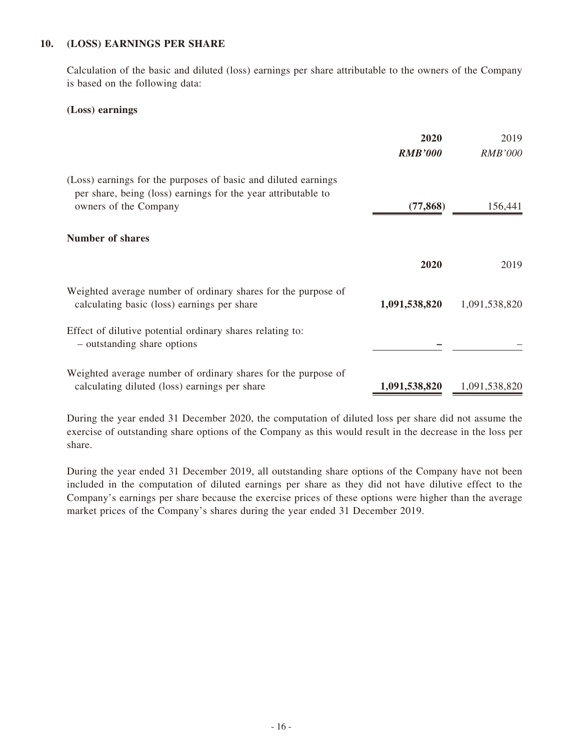## 10. (LOSS) EARNINGS PER SHARE

Calculation of the basic and diluted (loss) earnings per share attributable to the owners of the Company is based on the following data:

### (Loss) earnings

| | **2020** | 2019 |
|---|---|---|
| | ***RMB'000*** | *RMB'000* |
| (Loss) earnings for the purposes of basic and diluted earnings per share, being (loss) earnings for the year attributable to owners of the Company | **(77,868)** | 156,441 |

### Number of shares

| | **2020** | 2019 |
|---|---|---|
| Weighted average number of ordinary shares for the purpose of calculating basic (loss) earnings per share | **1,091,538,820** | 1,091,538,820 |
| Effect of dilutive potential ordinary shares relating to: – outstanding share options | **–** | – |
| Weighted average number of ordinary shares for the purpose of calculating diluted (loss) earnings per share | **1,091,538,820** | 1,091,538,820 |

During the year ended 31 December 2020, the computation of diluted loss per share did not assume the exercise of outstanding share options of the Company as this would result in the decrease in the loss per share.

During the year ended 31 December 2019, all outstanding share options of the Company have not been included in the computation of diluted earnings per share as they did not have dilutive effect to the Company's earnings per share because the exercise prices of these options were higher than the average market prices of the Company's shares during the year ended 31 December 2019.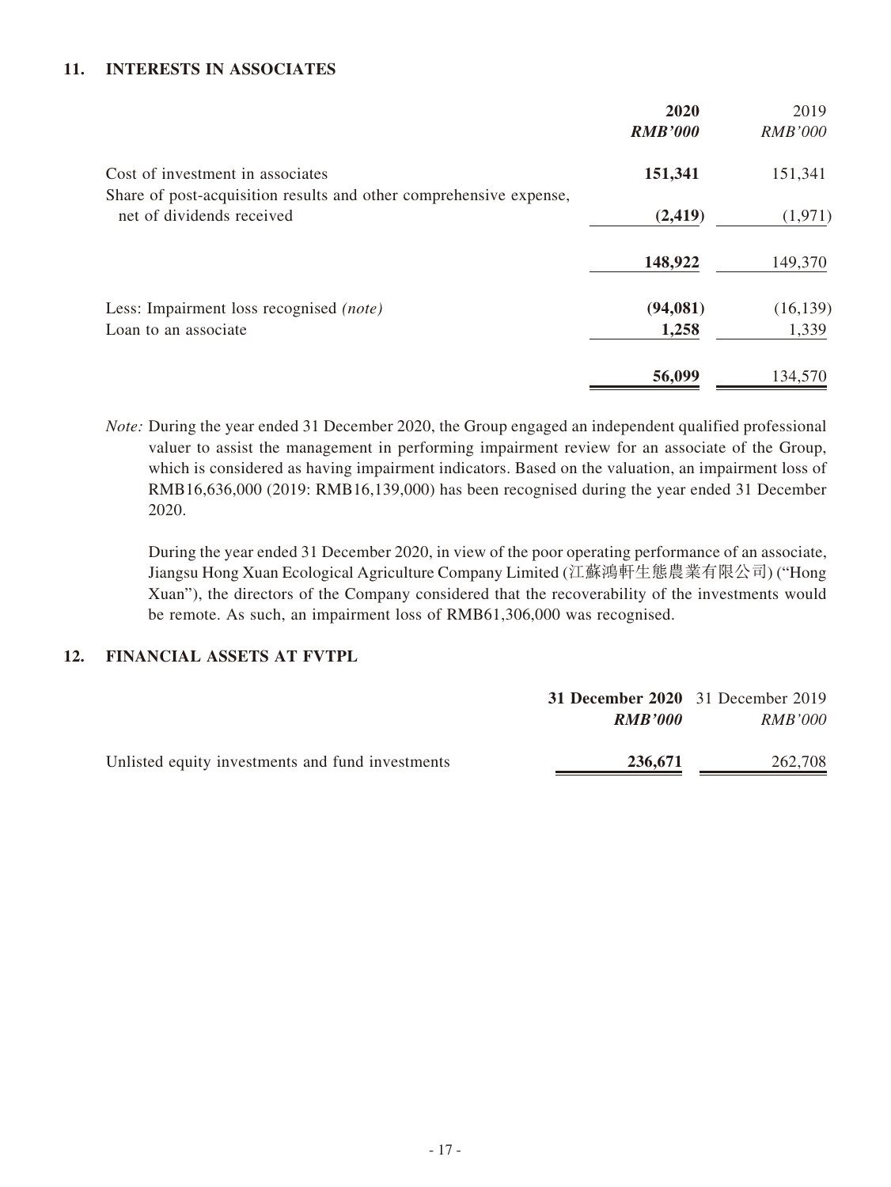## 11. INTERESTS IN ASSOCIATES

| | 2020 | 2019 |
|---|---|---|
| | *RMB'000* | *RMB'000* |
| Cost of investment in associates | **151,341** | 151,341 |
| Share of post-acquisition results and other comprehensive expense, net of dividends received | **(2,419)** | (1,971) |
| | **148,922** | 149,370 |
| Less: Impairment loss recognised *(note)* | **(94,081)** | (16,139) |
| Loan to an associate | **1,258** | 1,339 |
| | **56,099** | 134,570 |

*Note:* During the year ended 31 December 2020, the Group engaged an independent qualified professional valuer to assist the management in performing impairment review for an associate of the Group, which is considered as having impairment indicators. Based on the valuation, an impairment loss of RMB16,636,000 (2019: RMB16,139,000) has been recognised during the year ended 31 December 2020.

During the year ended 31 December 2020, in view of the poor operating performance of an associate, Jiangsu Hong Xuan Ecological Agriculture Company Limited (江蘇鴻軒生態農業有限公司) ("Hong Xuan"), the directors of the Company considered that the recoverability of the investments would be remote. As such, an impairment loss of RMB61,306,000 was recognised.

## 12. FINANCIAL ASSETS AT FVTPL

| | 31 December 2020 | 31 December 2019 |
|---|---|---|
| | *RMB'000* | *RMB'000* |
| Unlisted equity investments and fund investments | **236,671** | 262,708 |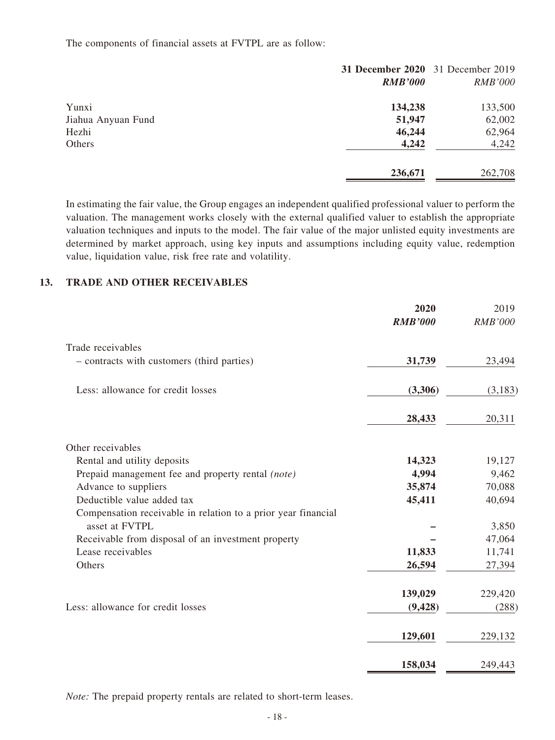The components of financial assets at FVTPL are as follow:

| | 31 December 2020 | 31 December 2019 |
|---|---|---|
| | *RMB'000* | *RMB'000* |
| Yunxi | **134,238** | 133,500 |
| Jiahua Anyuan Fund | **51,947** | 62,002 |
| Hezhi | **46,244** | 62,964 |
| Others | **4,242** | 4,242 |
| | **236,671** | 262,708 |

In estimating the fair value, the Group engages an independent qualified professional valuer to perform the valuation. The management works closely with the external qualified valuer to establish the appropriate valuation techniques and inputs to the model. The fair value of the major unlisted equity investments are determined by market approach, using key inputs and assumptions including equity value, redemption value, liquidation value, risk free rate and volatility.

## 13. TRADE AND OTHER RECEIVABLES

| | 2020 | 2019 |
|---|---|---|
| | *RMB'000* | *RMB'000* |
| Trade receivables | | |
| – contracts with customers (third parties) | **31,739** | 23,494 |
| Less: allowance for credit losses | **(3,306)** | (3,183) |
| | **28,433** | 20,311 |
| Other receivables | | |
| Rental and utility deposits | **14,323** | 19,127 |
| Prepaid management fee and property rental *(note)* | **4,994** | 9,462 |
| Advance to suppliers | **35,874** | 70,088 |
| Deductible value added tax | **45,411** | 40,694 |
| Compensation receivable in relation to a prior year financial asset at FVTPL | **–** | 3,850 |
| Receivable from disposal of an investment property | **–** | 47,064 |
| Lease receivables | **11,833** | 11,741 |
| Others | **26,594** | 27,394 |
| | **139,029** | 229,420 |
| Less: allowance for credit losses | **(9,428)** | (288) |
| | **129,601** | 229,132 |
| | **158,034** | 249,443 |

*Note:* The prepaid property rentals are related to short-term leases.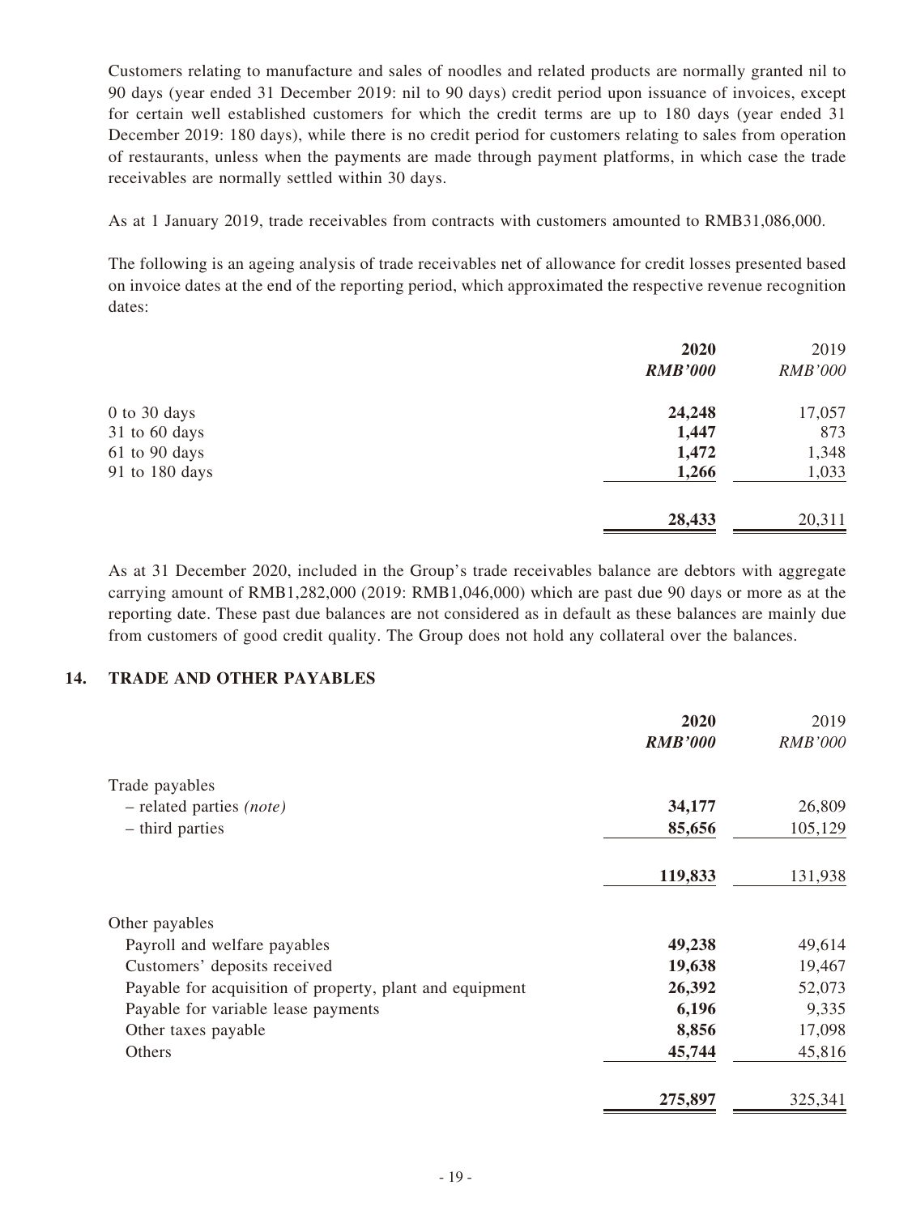Customers relating to manufacture and sales of noodles and related products are normally granted nil to 90 days (year ended 31 December 2019: nil to 90 days) credit period upon issuance of invoices, except for certain well established customers for which the credit terms are up to 180 days (year ended 31 December 2019: 180 days), while there is no credit period for customers relating to sales from operation of restaurants, unless when the payments are made through payment platforms, in which case the trade receivables are normally settled within 30 days.

As at 1 January 2019, trade receivables from contracts with customers amounted to RMB31,086,000.

The following is an ageing analysis of trade receivables net of allowance for credit losses presented based on invoice dates at the end of the reporting period, which approximated the respective revenue recognition dates:

| | **2020** | 2019 |
|---|---|---|
| | ***RMB'000*** | *RMB'000* |
| 0 to 30 days | **24,248** | 17,057 |
| 31 to 60 days | **1,447** | 873 |
| 61 to 90 days | **1,472** | 1,348 |
| 91 to 180 days | **1,266** | 1,033 |
| | **28,433** | 20,311 |

As at 31 December 2020, included in the Group's trade receivables balance are debtors with aggregate carrying amount of RMB1,282,000 (2019: RMB1,046,000) which are past due 90 days or more as at the reporting date. These past due balances are not considered as in default as these balances are mainly due from customers of good credit quality. The Group does not hold any collateral over the balances.

## 14. TRADE AND OTHER PAYABLES

| | **2020** | 2019 |
|---|---|---|
| | ***RMB'000*** | *RMB'000* |
| Trade payables | | |
| – related parties *(note)* | **34,177** | 26,809 |
| – third parties | **85,656** | 105,129 |
| | **119,833** | 131,938 |
| Other payables | | |
| Payroll and welfare payables | **49,238** | 49,614 |
| Customers' deposits received | **19,638** | 19,467 |
| Payable for acquisition of property, plant and equipment | **26,392** | 52,073 |
| Payable for variable lease payments | **6,196** | 9,335 |
| Other taxes payable | **8,856** | 17,098 |
| Others | **45,744** | 45,816 |
| | **275,897** | 325,341 |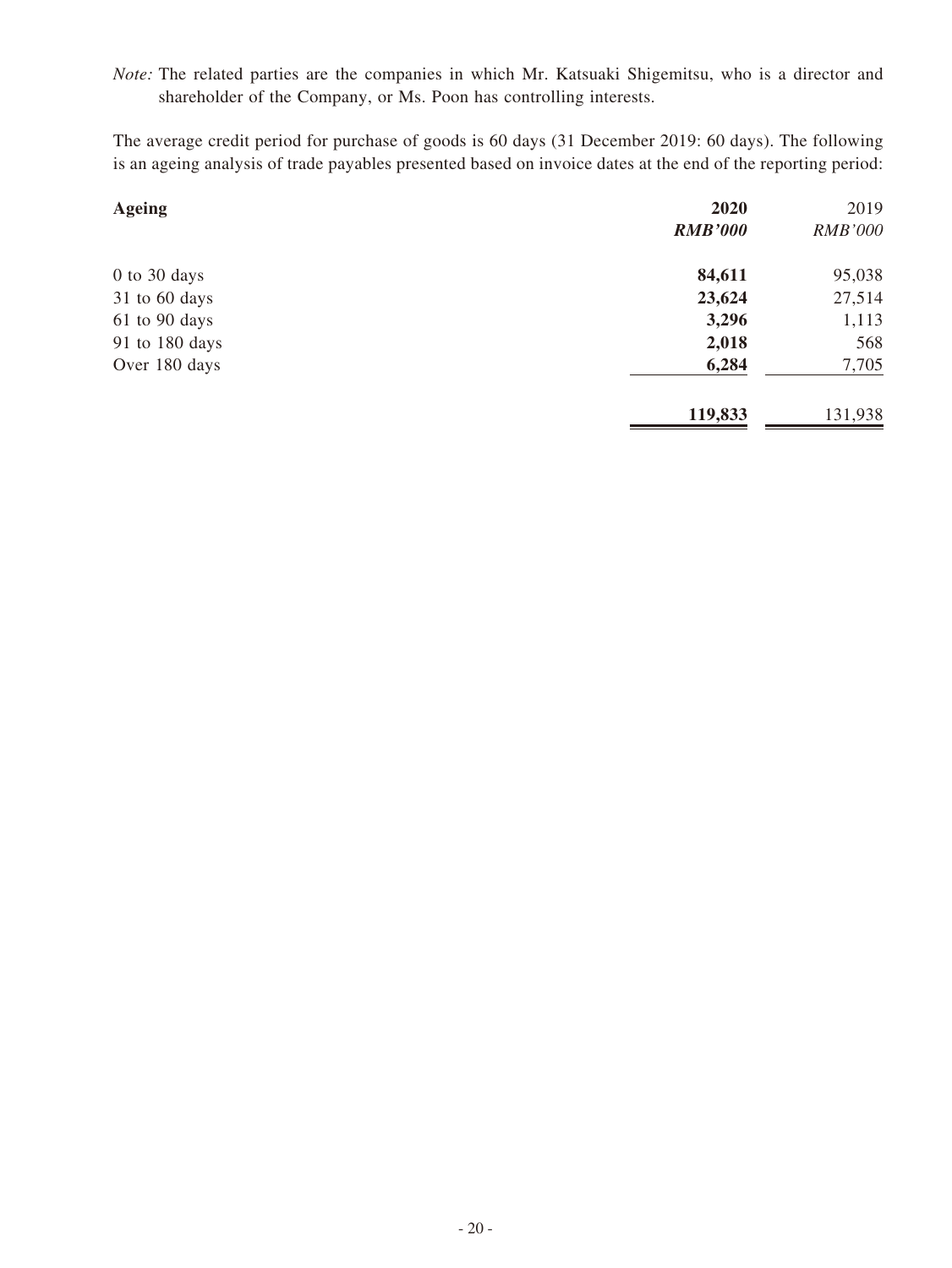*Note:* The related parties are the companies in which Mr. Katsuaki Shigemitsu, who is a director and shareholder of the Company, or Ms. Poon has controlling interests.

The average credit period for purchase of goods is 60 days (31 December 2019: 60 days). The following is an ageing analysis of trade payables presented based on invoice dates at the end of the reporting period:

| Ageing | 2020 | 2019 |
|---|---|---|
| | ***RMB'000*** | *RMB'000* |
| 0 to 30 days | **84,611** | 95,038 |
| 31 to 60 days | **23,624** | 27,514 |
| 61 to 90 days | **3,296** | 1,113 |
| 91 to 180 days | **2,018** | 568 |
| Over 180 days | **6,284** | 7,705 |
| | **119,833** | 131,938 |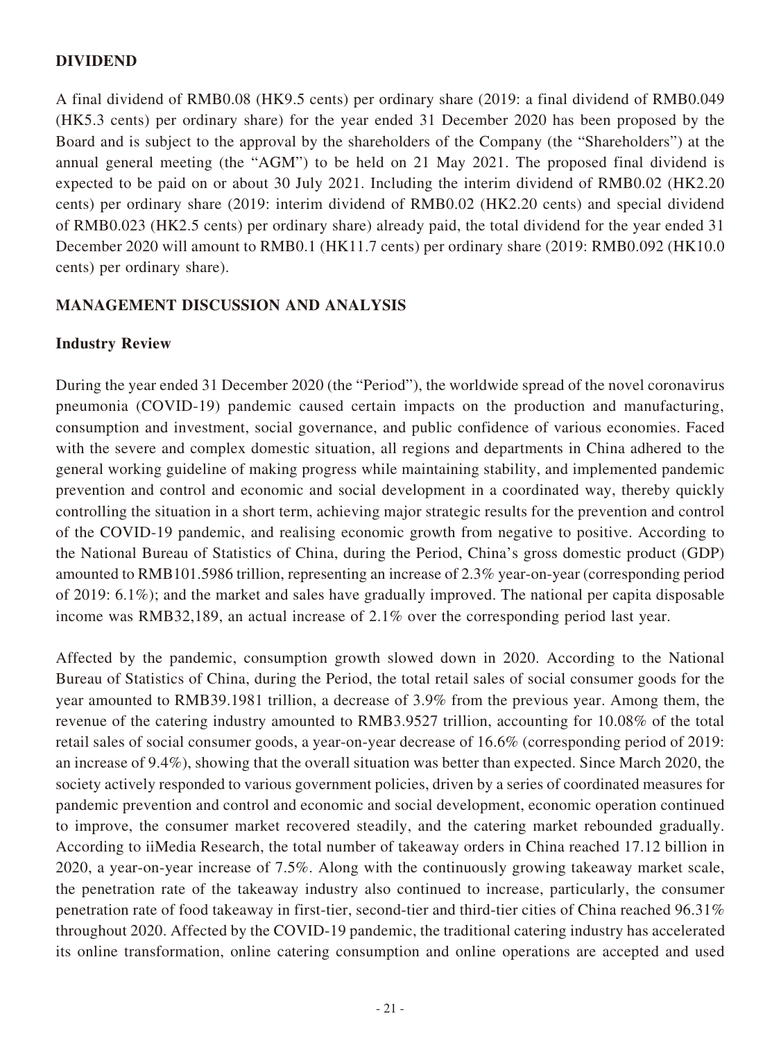## DIVIDEND

A final dividend of RMB0.08 (HK9.5 cents) per ordinary share (2019: a final dividend of RMB0.049 (HK5.3 cents) per ordinary share) for the year ended 31 December 2020 has been proposed by the Board and is subject to the approval by the shareholders of the Company (the "Shareholders") at the annual general meeting (the "AGM") to be held on 21 May 2021. The proposed final dividend is expected to be paid on or about 30 July 2021. Including the interim dividend of RMB0.02 (HK2.20 cents) per ordinary share (2019: interim dividend of RMB0.02 (HK2.20 cents) and special dividend of RMB0.023 (HK2.5 cents) per ordinary share) already paid, the total dividend for the year ended 31 December 2020 will amount to RMB0.1 (HK11.7 cents) per ordinary share (2019: RMB0.092 (HK10.0 cents) per ordinary share).

## MANAGEMENT DISCUSSION AND ANALYSIS

### Industry Review

During the year ended 31 December 2020 (the "Period"), the worldwide spread of the novel coronavirus pneumonia (COVID-19) pandemic caused certain impacts on the production and manufacturing, consumption and investment, social governance, and public confidence of various economies. Faced with the severe and complex domestic situation, all regions and departments in China adhered to the general working guideline of making progress while maintaining stability, and implemented pandemic prevention and control and economic and social development in a coordinated way, thereby quickly controlling the situation in a short term, achieving major strategic results for the prevention and control of the COVID-19 pandemic, and realising economic growth from negative to positive. According to the National Bureau of Statistics of China, during the Period, China's gross domestic product (GDP) amounted to RMB101.5986 trillion, representing an increase of 2.3% year-on-year (corresponding period of 2019: 6.1%); and the market and sales have gradually improved. The national per capita disposable income was RMB32,189, an actual increase of 2.1% over the corresponding period last year.

Affected by the pandemic, consumption growth slowed down in 2020. According to the National Bureau of Statistics of China, during the Period, the total retail sales of social consumer goods for the year amounted to RMB39.1981 trillion, a decrease of 3.9% from the previous year. Among them, the revenue of the catering industry amounted to RMB3.9527 trillion, accounting for 10.08% of the total retail sales of social consumer goods, a year-on-year decrease of 16.6% (corresponding period of 2019: an increase of 9.4%), showing that the overall situation was better than expected. Since March 2020, the society actively responded to various government policies, driven by a series of coordinated measures for pandemic prevention and control and economic and social development, economic operation continued to improve, the consumer market recovered steadily, and the catering market rebounded gradually. According to iiMedia Research, the total number of takeaway orders in China reached 17.12 billion in 2020, a year-on-year increase of 7.5%. Along with the continuously growing takeaway market scale, the penetration rate of the takeaway industry also continued to increase, particularly, the consumer penetration rate of food takeaway in first-tier, second-tier and third-tier cities of China reached 96.31% throughout 2020. Affected by the COVID-19 pandemic, the traditional catering industry has accelerated its online transformation, online catering consumption and online operations are accepted and used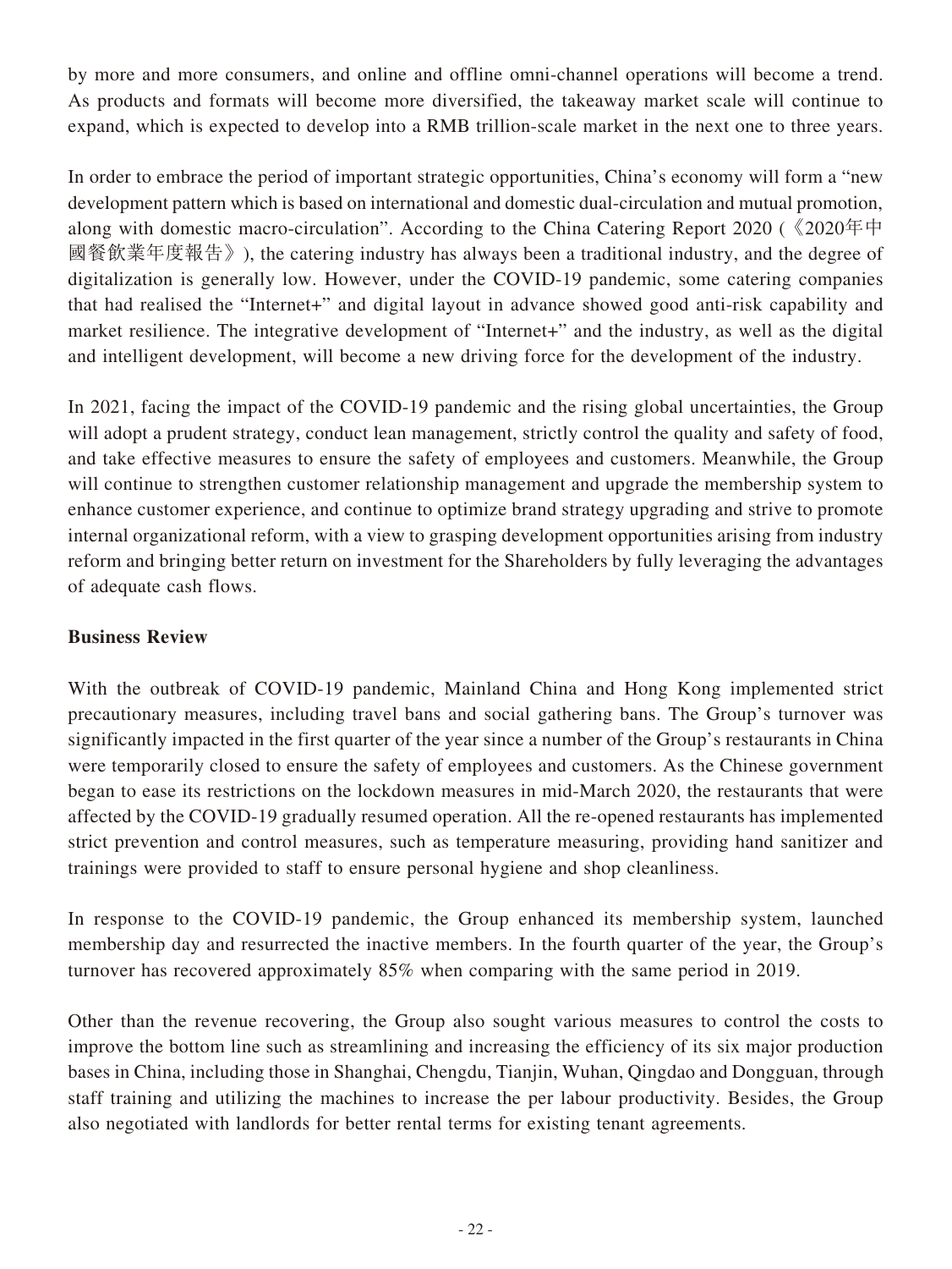by more and more consumers, and online and offline omni-channel operations will become a trend. As products and formats will become more diversified, the takeaway market scale will continue to expand, which is expected to develop into a RMB trillion-scale market in the next one to three years.

In order to embrace the period of important strategic opportunities, China's economy will form a "new development pattern which is based on international and domestic dual-circulation and mutual promotion, along with domestic macro-circulation". According to the China Catering Report 2020 (《2020年中國餐飲業年度報告》), the catering industry has always been a traditional industry, and the degree of digitalization is generally low. However, under the COVID-19 pandemic, some catering companies that had realised the "Internet+" and digital layout in advance showed good anti-risk capability and market resilience. The integrative development of "Internet+" and the industry, as well as the digital and intelligent development, will become a new driving force for the development of the industry.

In 2021, facing the impact of the COVID-19 pandemic and the rising global uncertainties, the Group will adopt a prudent strategy, conduct lean management, strictly control the quality and safety of food, and take effective measures to ensure the safety of employees and customers. Meanwhile, the Group will continue to strengthen customer relationship management and upgrade the membership system to enhance customer experience, and continue to optimize brand strategy upgrading and strive to promote internal organizational reform, with a view to grasping development opportunities arising from industry reform and bringing better return on investment for the Shareholders by fully leveraging the advantages of adequate cash flows.

**Business Review**

With the outbreak of COVID-19 pandemic, Mainland China and Hong Kong implemented strict precautionary measures, including travel bans and social gathering bans. The Group's turnover was significantly impacted in the first quarter of the year since a number of the Group's restaurants in China were temporarily closed to ensure the safety of employees and customers. As the Chinese government began to ease its restrictions on the lockdown measures in mid-March 2020, the restaurants that were affected by the COVID-19 gradually resumed operation. All the re-opened restaurants has implemented strict prevention and control measures, such as temperature measuring, providing hand sanitizer and trainings were provided to staff to ensure personal hygiene and shop cleanliness.

In response to the COVID-19 pandemic, the Group enhanced its membership system, launched membership day and resurrected the inactive members. In the fourth quarter of the year, the Group's turnover has recovered approximately 85% when comparing with the same period in 2019.

Other than the revenue recovering, the Group also sought various measures to control the costs to improve the bottom line such as streamlining and increasing the efficiency of its six major production bases in China, including those in Shanghai, Chengdu, Tianjin, Wuhan, Qingdao and Dongguan, through staff training and utilizing the machines to increase the per labour productivity. Besides, the Group also negotiated with landlords for better rental terms for existing tenant agreements.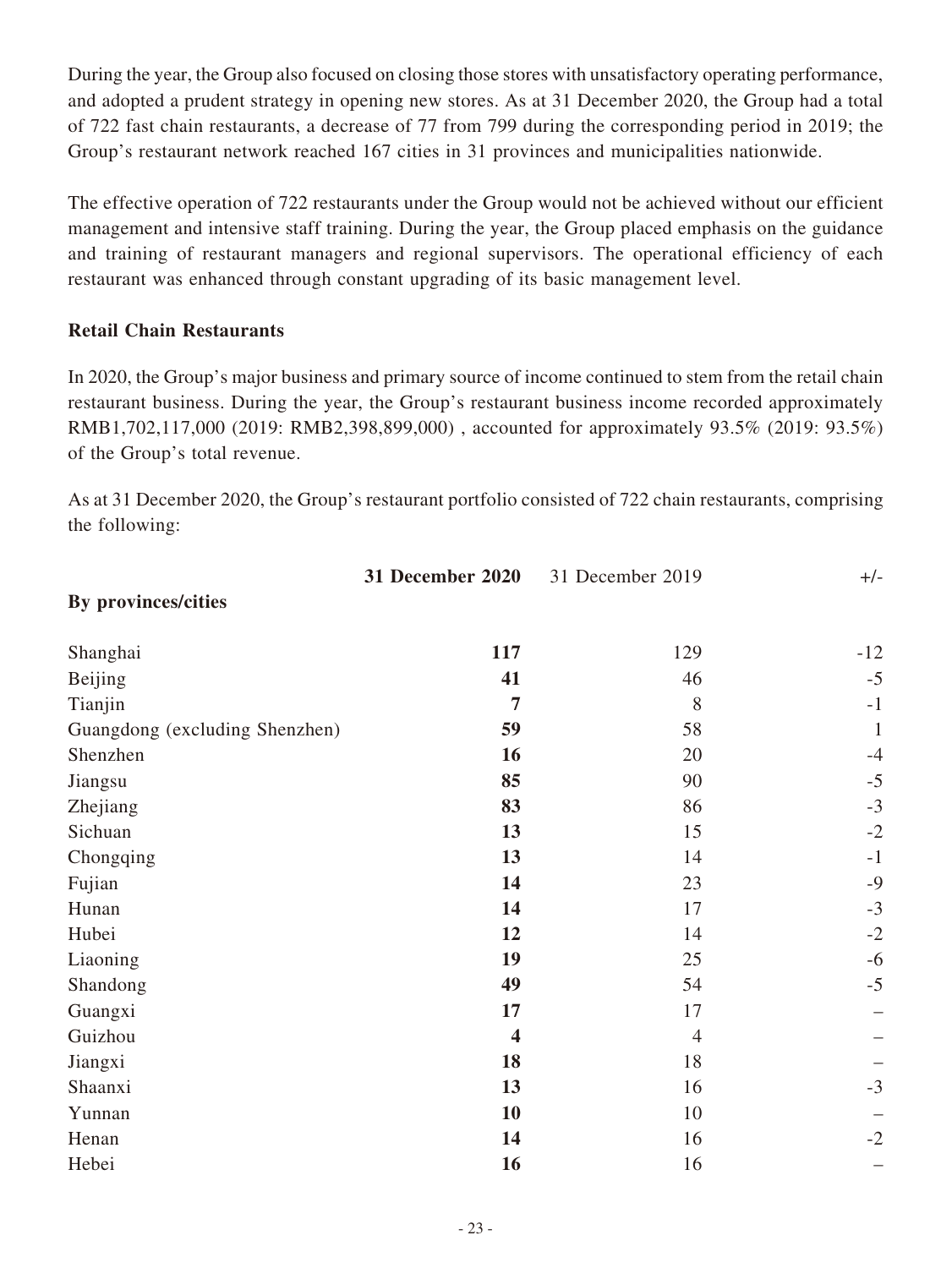During the year, the Group also focused on closing those stores with unsatisfactory operating performance, and adopted a prudent strategy in opening new stores. As at 31 December 2020, the Group had a total of 722 fast chain restaurants, a decrease of 77 from 799 during the corresponding period in 2019; the Group's restaurant network reached 167 cities in 31 provinces and municipalities nationwide.

The effective operation of 722 restaurants under the Group would not be achieved without our efficient management and intensive staff training. During the year, the Group placed emphasis on the guidance and training of restaurant managers and regional supervisors. The operational efficiency of each restaurant was enhanced through constant upgrading of its basic management level.

**Retail Chain Restaurants**

In 2020, the Group's major business and primary source of income continued to stem from the retail chain restaurant business. During the year, the Group's restaurant business income recorded approximately RMB1,702,117,000 (2019: RMB2,398,899,000) , accounted for approximately 93.5% (2019: 93.5%) of the Group's total revenue.

As at 31 December 2020, the Group's restaurant portfolio consisted of 722 chain restaurants, comprising the following:

| | **31 December 2020** | 31 December 2019 | +/- |
|---|---|---|---|
| **By provinces/cities** | | | |
| Shanghai | **117** | 129 | -12 |
| Beijing | **41** | 46 | -5 |
| Tianjin | **7** | 8 | -1 |
| Guangdong (excluding Shenzhen) | **59** | 58 | 1 |
| Shenzhen | **16** | 20 | -4 |
| Jiangsu | **85** | 90 | -5 |
| Zhejiang | **83** | 86 | -3 |
| Sichuan | **13** | 15 | -2 |
| Chongqing | **13** | 14 | -1 |
| Fujian | **14** | 23 | -9 |
| Hunan | **14** | 17 | -3 |
| Hubei | **12** | 14 | -2 |
| Liaoning | **19** | 25 | -6 |
| Shandong | **49** | 54 | -5 |
| Guangxi | **17** | 17 | – |
| Guizhou | **4** | 4 | – |
| Jiangxi | **18** | 18 | – |
| Shaanxi | **13** | 16 | -3 |
| Yunnan | **10** | 10 | – |
| Henan | **14** | 16 | -2 |
| Hebei | **16** | 16 | – |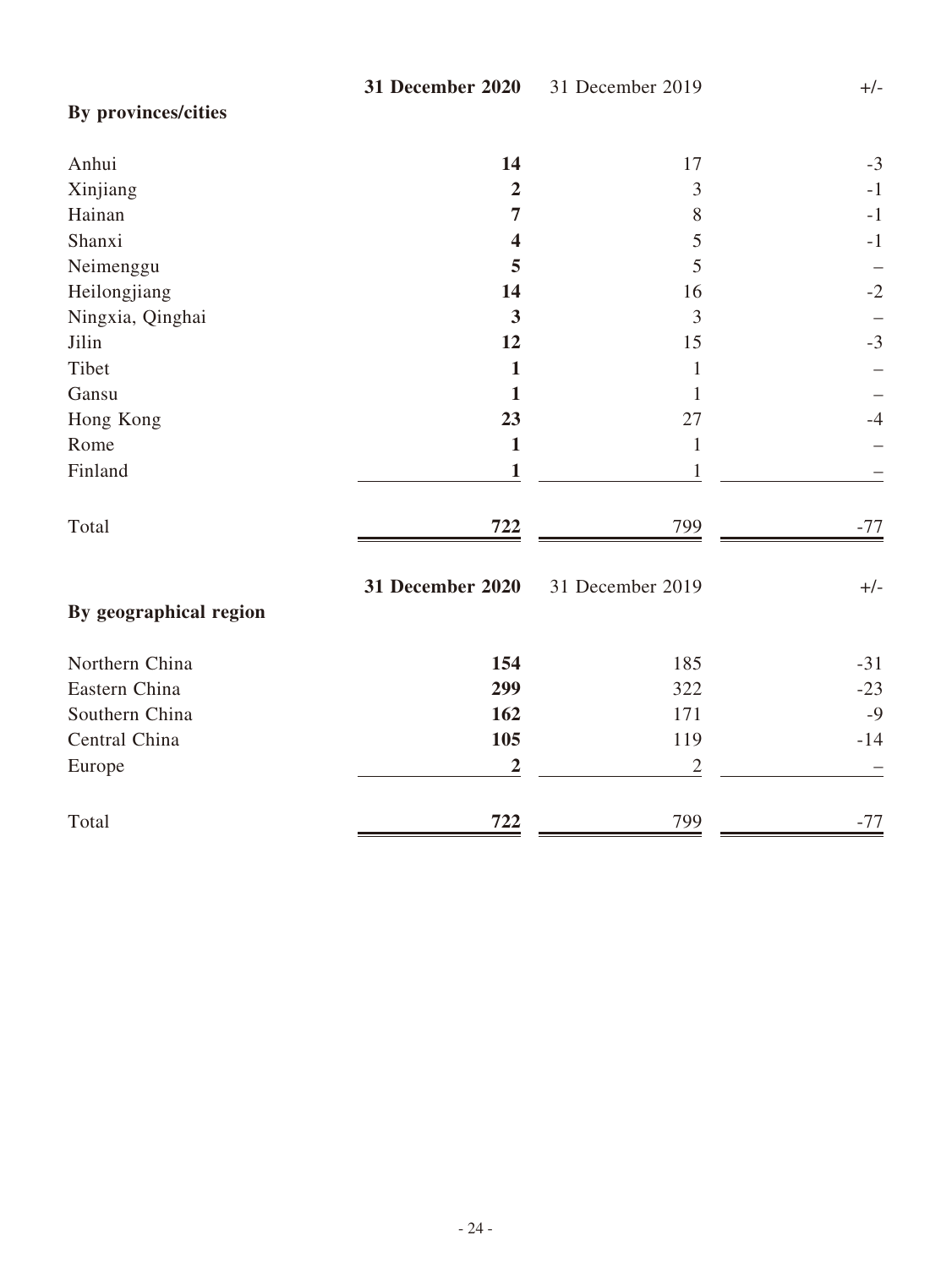| By provinces/cities | **31 December 2020** | 31 December 2019 | +/- |
|---|---|---|---|
| Anhui | **14** | 17 | -3 |
| Xinjiang | **2** | 3 | -1 |
| Hainan | **7** | 8 | -1 |
| Shanxi | **4** | 5 | -1 |
| Neimenggu | **5** | 5 | – |
| Heilongjiang | **14** | 16 | -2 |
| Ningxia, Qinghai | **3** | 3 | – |
| Jilin | **12** | 15 | -3 |
| Tibet | **1** | 1 | – |
| Gansu | **1** | 1 | – |
| Hong Kong | **23** | 27 | -4 |
| Rome | **1** | 1 | – |
| Finland | **1** | 1 | – |
| Total | **722** | 799 | -77 |

| By geographical region | **31 December 2020** | 31 December 2019 | +/- |
|---|---|---|---|
| Northern China | **154** | 185 | -31 |
| Eastern China | **299** | 322 | -23 |
| Southern China | **162** | 171 | -9 |
| Central China | **105** | 119 | -14 |
| Europe | **2** | 2 | – |
| Total | **722** | 799 | -77 |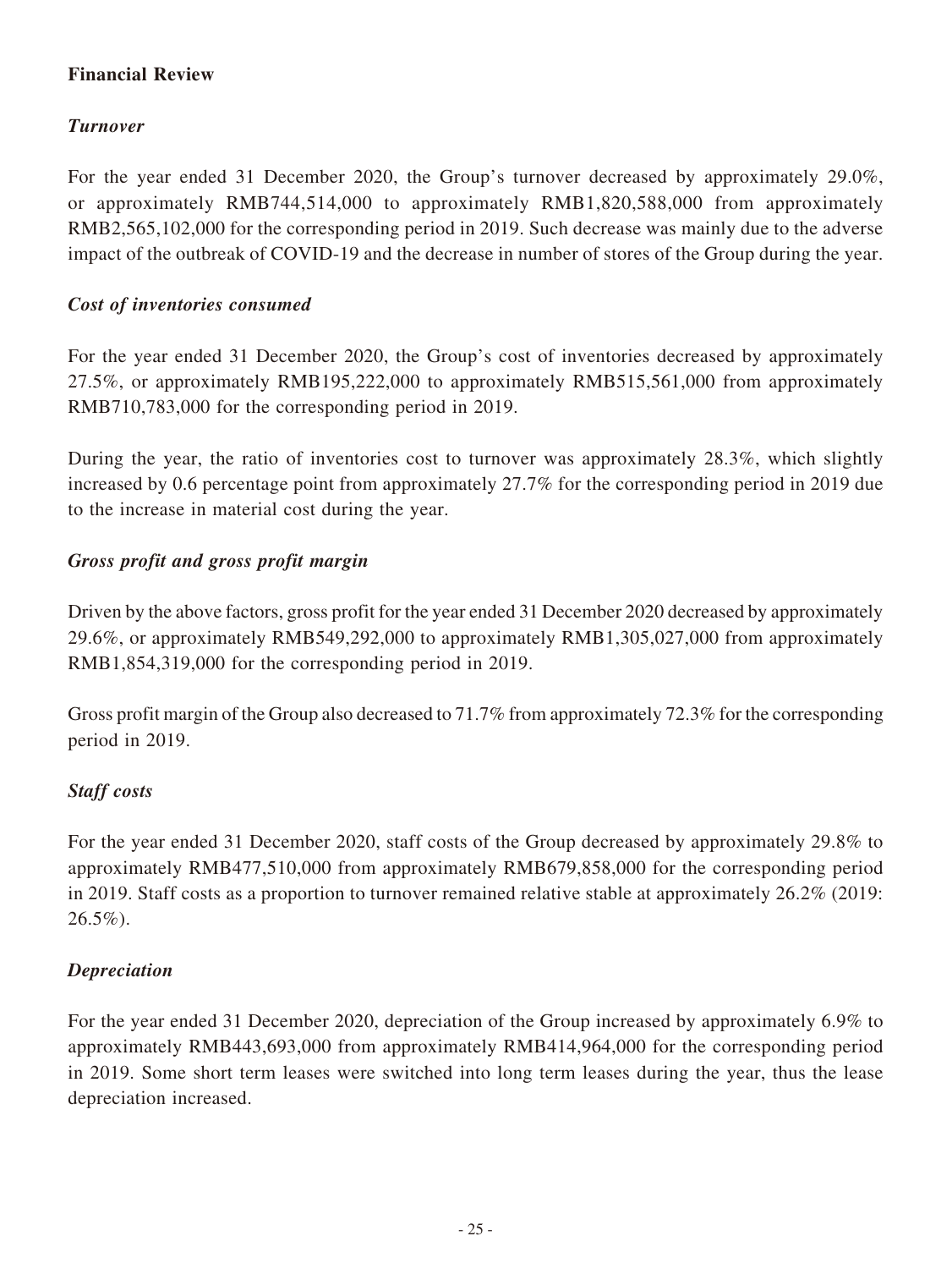## Financial Review

### *Turnover*

For the year ended 31 December 2020, the Group's turnover decreased by approximately 29.0%, or approximately RMB744,514,000 to approximately RMB1,820,588,000 from approximately RMB2,565,102,000 for the corresponding period in 2019. Such decrease was mainly due to the adverse impact of the outbreak of COVID-19 and the decrease in number of stores of the Group during the year.

### *Cost of inventories consumed*

For the year ended 31 December 2020, the Group's cost of inventories decreased by approximately 27.5%, or approximately RMB195,222,000 to approximately RMB515,561,000 from approximately RMB710,783,000 for the corresponding period in 2019.

During the year, the ratio of inventories cost to turnover was approximately 28.3%, which slightly increased by 0.6 percentage point from approximately 27.7% for the corresponding period in 2019 due to the increase in material cost during the year.

### *Gross profit and gross profit margin*

Driven by the above factors, gross profit for the year ended 31 December 2020 decreased by approximately 29.6%, or approximately RMB549,292,000 to approximately RMB1,305,027,000 from approximately RMB1,854,319,000 for the corresponding period in 2019.

Gross profit margin of the Group also decreased to 71.7% from approximately 72.3% for the corresponding period in 2019.

### *Staff costs*

For the year ended 31 December 2020, staff costs of the Group decreased by approximately 29.8% to approximately RMB477,510,000 from approximately RMB679,858,000 for the corresponding period in 2019. Staff costs as a proportion to turnover remained relative stable at approximately 26.2% (2019: 26.5%).

### *Depreciation*

For the year ended 31 December 2020, depreciation of the Group increased by approximately 6.9% to approximately RMB443,693,000 from approximately RMB414,964,000 for the corresponding period in 2019. Some short term leases were switched into long term leases during the year, thus the lease depreciation increased.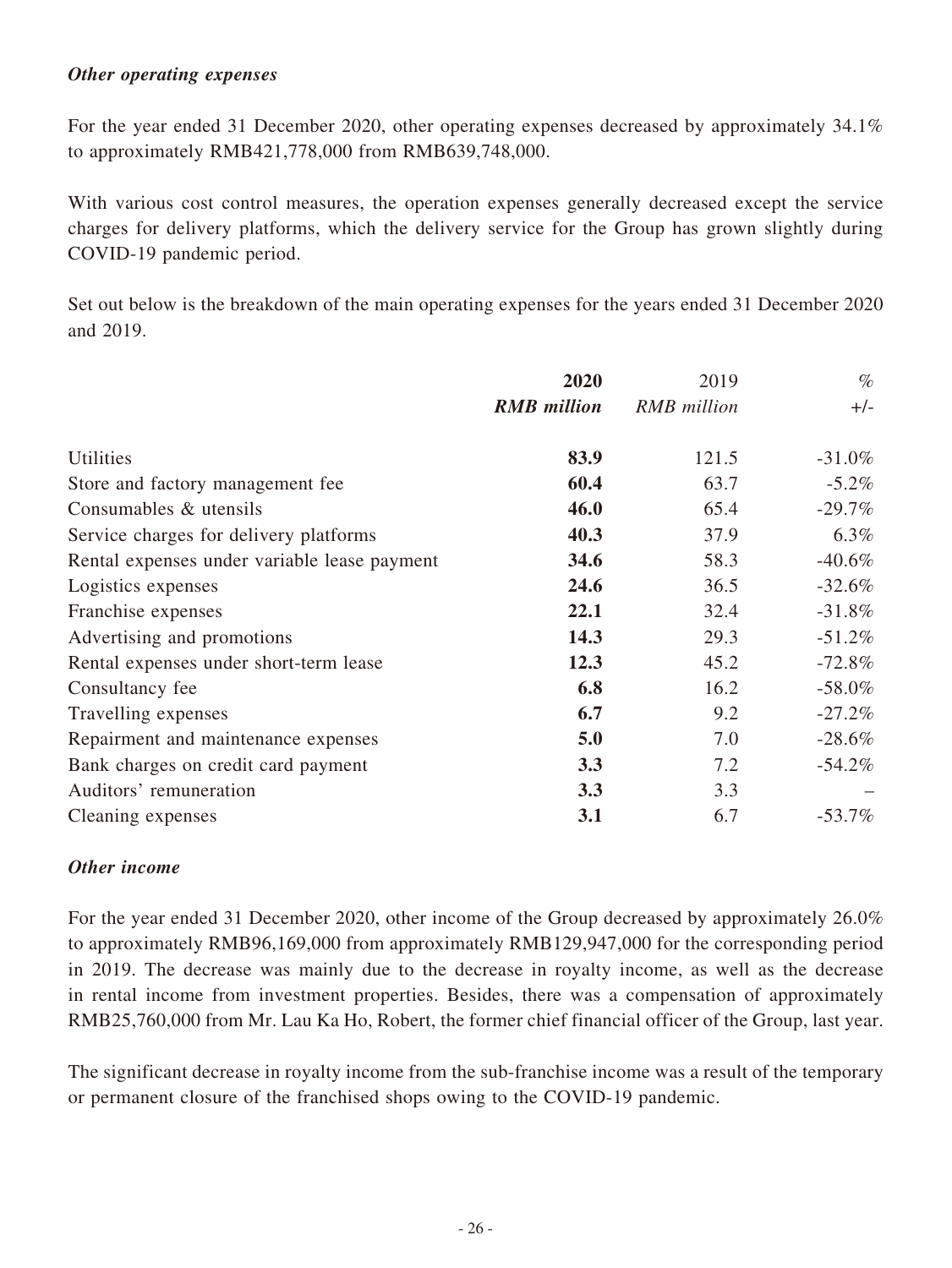### *Other operating expenses*

For the year ended 31 December 2020, other operating expenses decreased by approximately 34.1% to approximately RMB421,778,000 from RMB639,748,000.

With various cost control measures, the operation expenses generally decreased except the service charges for delivery platforms, which the delivery service for the Group has grown slightly during COVID-19 pandemic period.

Set out below is the breakdown of the main operating expenses for the years ended 31 December 2020 and 2019.

| | **2020** | 2019 | % |
|---|---|---|---|
| | ***RMB million*** | *RMB million* | +/- |
| Utilities | **83.9** | 121.5 | -31.0% |
| Store and factory management fee | **60.4** | 63.7 | -5.2% |
| Consumables & utensils | **46.0** | 65.4 | -29.7% |
| Service charges for delivery platforms | **40.3** | 37.9 | 6.3% |
| Rental expenses under variable lease payment | **34.6** | 58.3 | -40.6% |
| Logistics expenses | **24.6** | 36.5 | -32.6% |
| Franchise expenses | **22.1** | 32.4 | -31.8% |
| Advertising and promotions | **14.3** | 29.3 | -51.2% |
| Rental expenses under short-term lease | **12.3** | 45.2 | -72.8% |
| Consultancy fee | **6.8** | 16.2 | -58.0% |
| Travelling expenses | **6.7** | 9.2 | -27.2% |
| Repairment and maintenance expenses | **5.0** | 7.0 | -28.6% |
| Bank charges on credit card payment | **3.3** | 7.2 | -54.2% |
| Auditors' remuneration | **3.3** | 3.3 | – |
| Cleaning expenses | **3.1** | 6.7 | -53.7% |

### *Other income*

For the year ended 31 December 2020, other income of the Group decreased by approximately 26.0% to approximately RMB96,169,000 from approximately RMB129,947,000 for the corresponding period in 2019. The decrease was mainly due to the decrease in royalty income, as well as the decrease in rental income from investment properties. Besides, there was a compensation of approximately RMB25,760,000 from Mr. Lau Ka Ho, Robert, the former chief financial officer of the Group, last year.

The significant decrease in royalty income from the sub-franchise income was a result of the temporary or permanent closure of the franchised shops owing to the COVID-19 pandemic.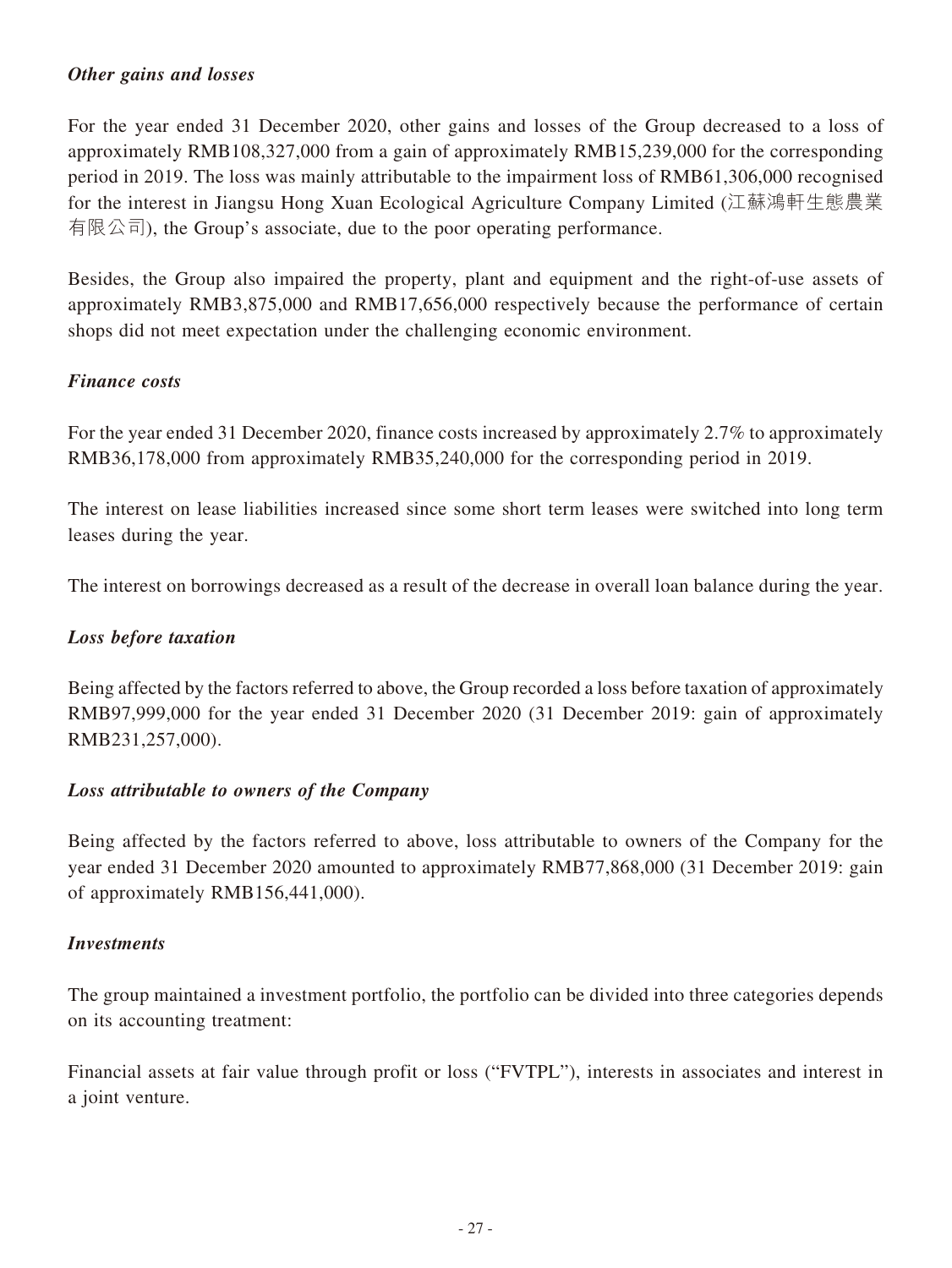***Other gains and losses***

For the year ended 31 December 2020, other gains and losses of the Group decreased to a loss of approximately RMB108,327,000 from a gain of approximately RMB15,239,000 for the corresponding period in 2019. The loss was mainly attributable to the impairment loss of RMB61,306,000 recognised for the interest in Jiangsu Hong Xuan Ecological Agriculture Company Limited (江蘇鴻軒生態農業有限公司), the Group's associate, due to the poor operating performance.

Besides, the Group also impaired the property, plant and equipment and the right-of-use assets of approximately RMB3,875,000 and RMB17,656,000 respectively because the performance of certain shops did not meet expectation under the challenging economic environment.

***Finance costs***

For the year ended 31 December 2020, finance costs increased by approximately 2.7% to approximately RMB36,178,000 from approximately RMB35,240,000 for the corresponding period in 2019.

The interest on lease liabilities increased since some short term leases were switched into long term leases during the year.

The interest on borrowings decreased as a result of the decrease in overall loan balance during the year.

***Loss before taxation***

Being affected by the factors referred to above, the Group recorded a loss before taxation of approximately RMB97,999,000 for the year ended 31 December 2020 (31 December 2019: gain of approximately RMB231,257,000).

***Loss attributable to owners of the Company***

Being affected by the factors referred to above, loss attributable to owners of the Company for the year ended 31 December 2020 amounted to approximately RMB77,868,000 (31 December 2019: gain of approximately RMB156,441,000).

***Investments***

The group maintained a investment portfolio, the portfolio can be divided into three categories depends on its accounting treatment:

Financial assets at fair value through profit or loss ("FVTPL"), interests in associates and interest in a joint venture.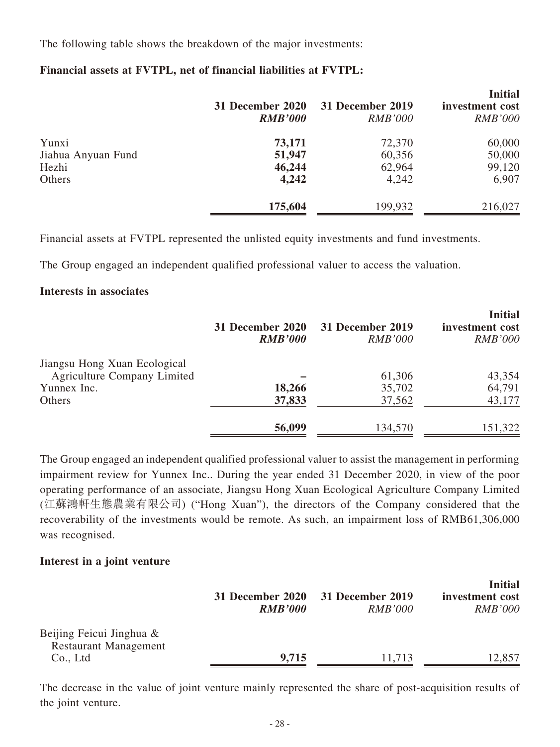The following table shows the breakdown of the major investments:

**Financial assets at FVTPL, net of financial liabilities at FVTPL:**

| | 31 December 2020 *RMB'000* | 31 December 2019 *RMB'000* | Initial investment cost *RMB'000* |
|---|---|---|---|
| Yunxi | **73,171** | 72,370 | 60,000 |
| Jiahua Anyuan Fund | **51,947** | 60,356 | 50,000 |
| Hezhi | **46,244** | 62,964 | 99,120 |
| Others | **4,242** | 4,242 | 6,907 |
| | **175,604** | 199,932 | 216,027 |

Financial assets at FVTPL represented the unlisted equity investments and fund investments.

The Group engaged an independent qualified professional valuer to access the valuation.

**Interests in associates**

| | 31 December 2020 *RMB'000* | 31 December 2019 *RMB'000* | Initial investment cost *RMB'000* |
|---|---|---|---|
| Jiangsu Hong Xuan Ecological Agriculture Company Limited | **–** | 61,306 | 43,354 |
| Yunnex Inc. | **18,266** | 35,702 | 64,791 |
| Others | **37,833** | 37,562 | 43,177 |
| | **56,099** | 134,570 | 151,322 |

The Group engaged an independent qualified professional valuer to assist the management in performing impairment review for Yunnex Inc.. During the year ended 31 December 2020, in view of the poor operating performance of an associate, Jiangsu Hong Xuan Ecological Agriculture Company Limited (江蘇鴻軒生態農業有限公司) ("Hong Xuan"), the directors of the Company considered that the recoverability of the investments would be remote. As such, an impairment loss of RMB61,306,000 was recognised.

**Interest in a joint venture**

| | 31 December 2020 *RMB'000* | 31 December 2019 *RMB'000* | Initial investment cost *RMB'000* |
|---|---|---|---|
| Beijing Feicui Jinghua & Restaurant Management Co., Ltd | **9,715** | 11,713 | 12,857 |

The decrease in the value of joint venture mainly represented the share of post-acquisition results of the joint venture.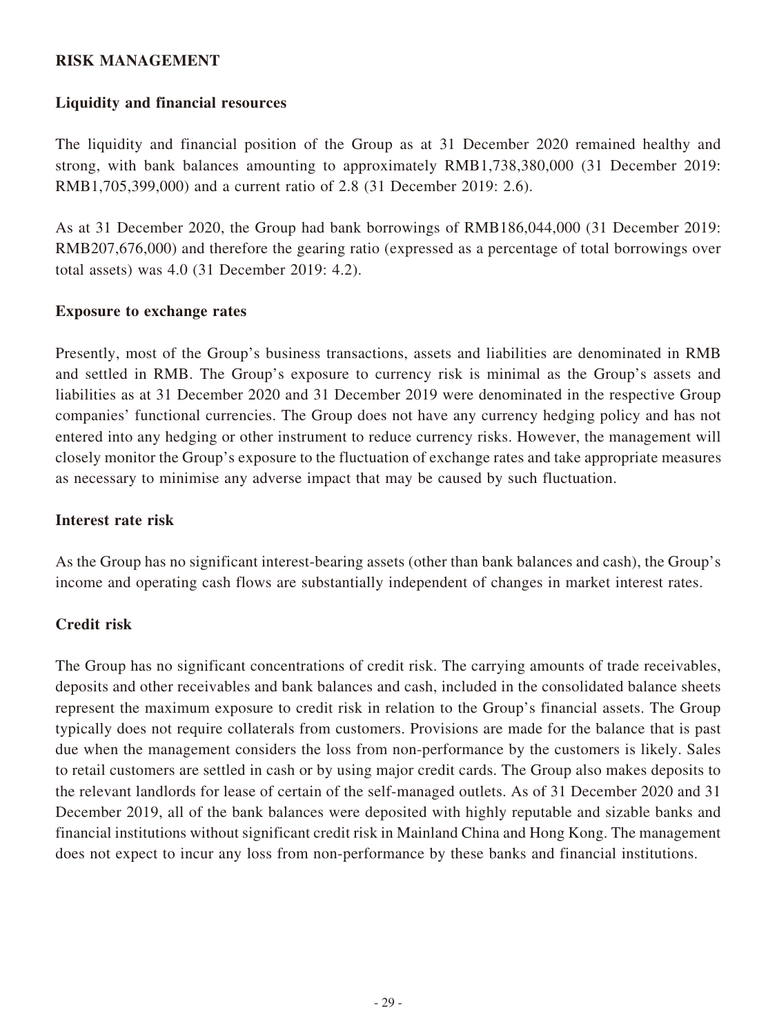## RISK MANAGEMENT

### Liquidity and financial resources

The liquidity and financial position of the Group as at 31 December 2020 remained healthy and strong, with bank balances amounting to approximately RMB1,738,380,000 (31 December 2019: RMB1,705,399,000) and a current ratio of 2.8 (31 December 2019: 2.6).

As at 31 December 2020, the Group had bank borrowings of RMB186,044,000 (31 December 2019: RMB207,676,000) and therefore the gearing ratio (expressed as a percentage of total borrowings over total assets) was 4.0 (31 December 2019: 4.2).

### Exposure to exchange rates

Presently, most of the Group's business transactions, assets and liabilities are denominated in RMB and settled in RMB. The Group's exposure to currency risk is minimal as the Group's assets and liabilities as at 31 December 2020 and 31 December 2019 were denominated in the respective Group companies' functional currencies. The Group does not have any currency hedging policy and has not entered into any hedging or other instrument to reduce currency risks. However, the management will closely monitor the Group's exposure to the fluctuation of exchange rates and take appropriate measures as necessary to minimise any adverse impact that may be caused by such fluctuation.

### Interest rate risk

As the Group has no significant interest-bearing assets (other than bank balances and cash), the Group's income and operating cash flows are substantially independent of changes in market interest rates.

### Credit risk

The Group has no significant concentrations of credit risk. The carrying amounts of trade receivables, deposits and other receivables and bank balances and cash, included in the consolidated balance sheets represent the maximum exposure to credit risk in relation to the Group's financial assets. The Group typically does not require collaterals from customers. Provisions are made for the balance that is past due when the management considers the loss from non-performance by the customers is likely. Sales to retail customers are settled in cash or by using major credit cards. The Group also makes deposits to the relevant landlords for lease of certain of the self-managed outlets. As of 31 December 2020 and 31 December 2019, all of the bank balances were deposited with highly reputable and sizable banks and financial institutions without significant credit risk in Mainland China and Hong Kong. The management does not expect to incur any loss from non-performance by these banks and financial institutions.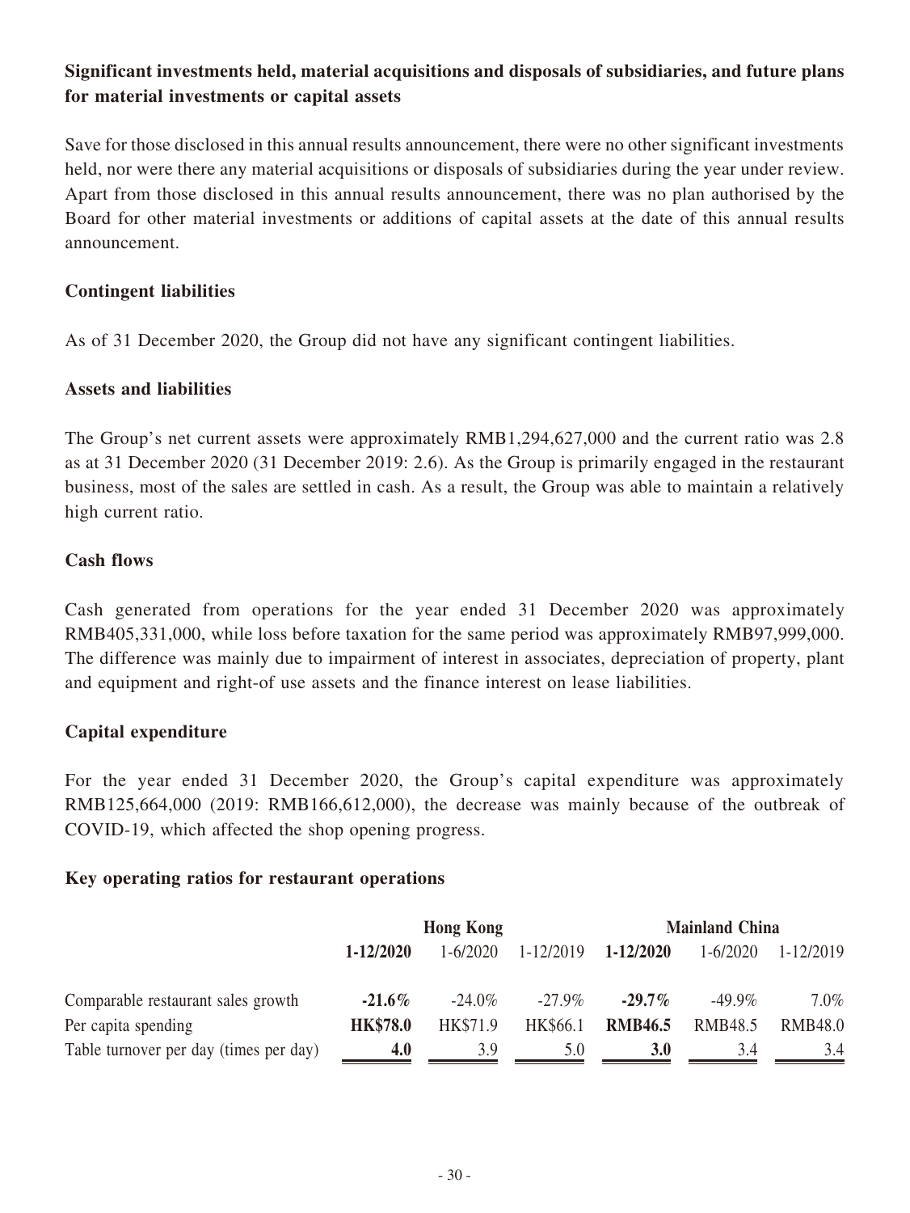### Significant investments held, material acquisitions and disposals of subsidiaries, and future plans for material investments or capital assets

Save for those disclosed in this annual results announcement, there were no other significant investments held, nor were there any material acquisitions or disposals of subsidiaries during the year under review. Apart from those disclosed in this annual results announcement, there was no plan authorised by the Board for other material investments or additions of capital assets at the date of this annual results announcement.

### Contingent liabilities

As of 31 December 2020, the Group did not have any significant contingent liabilities.

### Assets and liabilities

The Group's net current assets were approximately RMB1,294,627,000 and the current ratio was 2.8 as at 31 December 2020 (31 December 2019: 2.6). As the Group is primarily engaged in the restaurant business, most of the sales are settled in cash. As a result, the Group was able to maintain a relatively high current ratio.

### Cash flows

Cash generated from operations for the year ended 31 December 2020 was approximately RMB405,331,000, while loss before taxation for the same period was approximately RMB97,999,000. The difference was mainly due to impairment of interest in associates, depreciation of property, plant and equipment and right-of use assets and the finance interest on lease liabilities.

### Capital expenditure

For the year ended 31 December 2020, the Group's capital expenditure was approximately RMB125,664,000 (2019: RMB166,612,000), the decrease was mainly because of the outbreak of COVID-19, which affected the shop opening progress.

### Key operating ratios for restaurant operations

| | Hong Kong | | | Mainland China | | |
|---|---|---|---|---|---|---|
| | **1-12/2020** | 1-6/2020 | 1-12/2019 | **1-12/2020** | 1-6/2020 | 1-12/2019 |
| Comparable restaurant sales growth | **-21.6%** | -24.0% | -27.9% | **-29.7%** | -49.9% | 7.0% |
| Per capita spending | **HK$78.0** | HK$71.9 | HK$66.1 | **RMB46.5** | RMB48.5 | RMB48.0 |
| Table turnover per day (times per day) | **4.0** | 3.9 | 5.0 | **3.0** | 3.4 | 3.4 |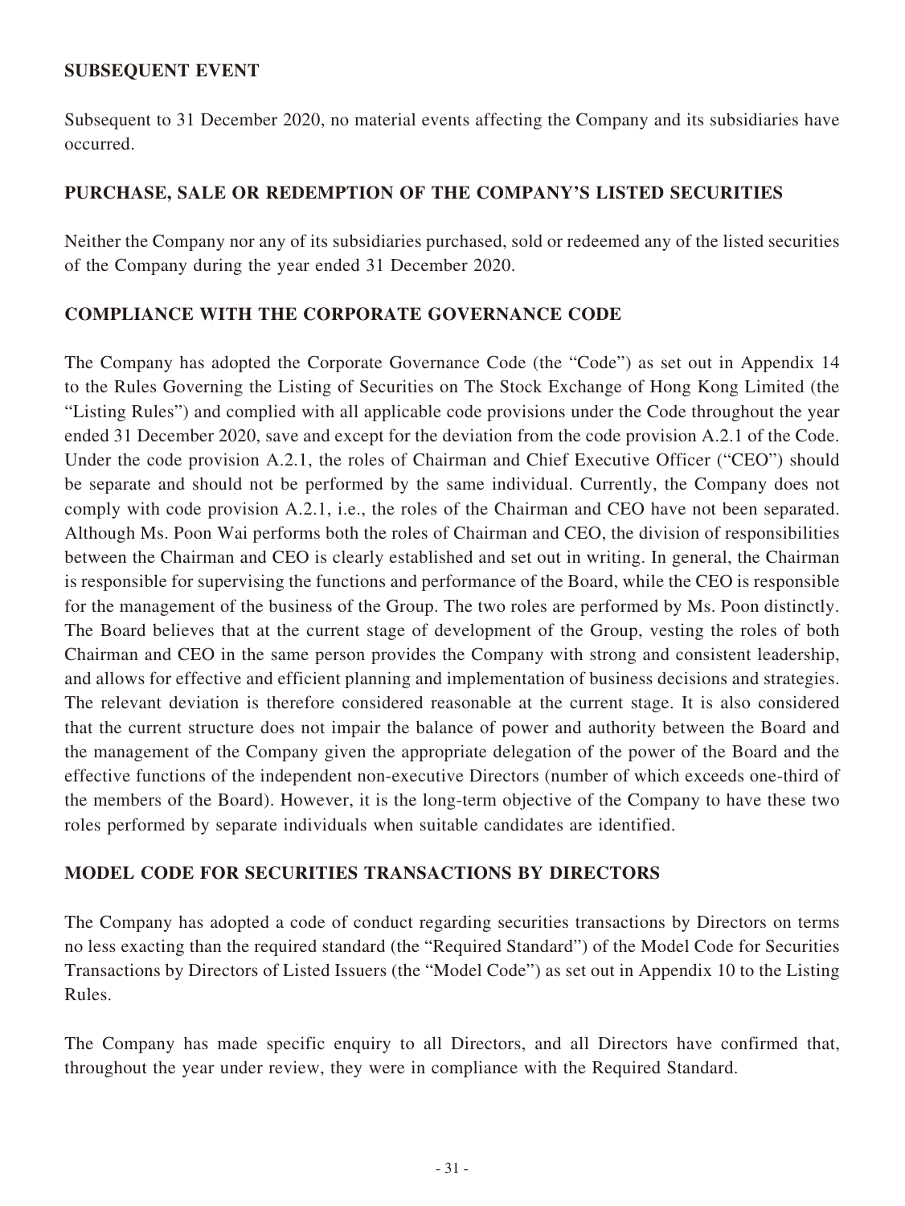## SUBSEQUENT EVENT

Subsequent to 31 December 2020, no material events affecting the Company and its subsidiaries have occurred.

## PURCHASE, SALE OR REDEMPTION OF THE COMPANY'S LISTED SECURITIES

Neither the Company nor any of its subsidiaries purchased, sold or redeemed any of the listed securities of the Company during the year ended 31 December 2020.

## COMPLIANCE WITH THE CORPORATE GOVERNANCE CODE

The Company has adopted the Corporate Governance Code (the "Code") as set out in Appendix 14 to the Rules Governing the Listing of Securities on The Stock Exchange of Hong Kong Limited (the "Listing Rules") and complied with all applicable code provisions under the Code throughout the year ended 31 December 2020, save and except for the deviation from the code provision A.2.1 of the Code. Under the code provision A.2.1, the roles of Chairman and Chief Executive Officer ("CEO") should be separate and should not be performed by the same individual. Currently, the Company does not comply with code provision A.2.1, i.e., the roles of the Chairman and CEO have not been separated. Although Ms. Poon Wai performs both the roles of Chairman and CEO, the division of responsibilities between the Chairman and CEO is clearly established and set out in writing. In general, the Chairman is responsible for supervising the functions and performance of the Board, while the CEO is responsible for the management of the business of the Group. The two roles are performed by Ms. Poon distinctly. The Board believes that at the current stage of development of the Group, vesting the roles of both Chairman and CEO in the same person provides the Company with strong and consistent leadership, and allows for effective and efficient planning and implementation of business decisions and strategies. The relevant deviation is therefore considered reasonable at the current stage. It is also considered that the current structure does not impair the balance of power and authority between the Board and the management of the Company given the appropriate delegation of the power of the Board and the effective functions of the independent non-executive Directors (number of which exceeds one-third of the members of the Board). However, it is the long-term objective of the Company to have these two roles performed by separate individuals when suitable candidates are identified.

## MODEL CODE FOR SECURITIES TRANSACTIONS BY DIRECTORS

The Company has adopted a code of conduct regarding securities transactions by Directors on terms no less exacting than the required standard (the "Required Standard") of the Model Code for Securities Transactions by Directors of Listed Issuers (the "Model Code") as set out in Appendix 10 to the Listing Rules.

The Company has made specific enquiry to all Directors, and all Directors have confirmed that, throughout the year under review, they were in compliance with the Required Standard.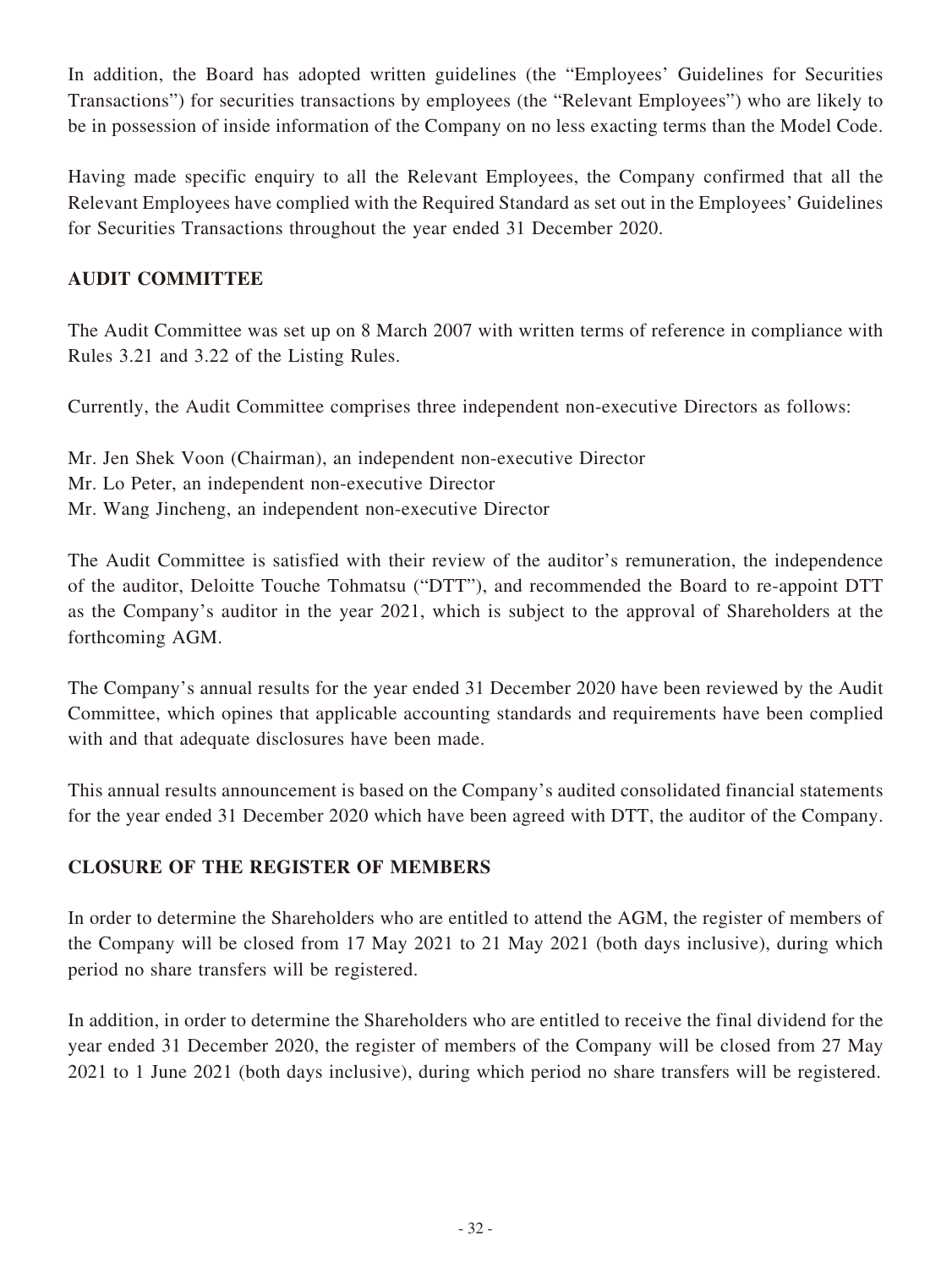In addition, the Board has adopted written guidelines (the "Employees' Guidelines for Securities Transactions") for securities transactions by employees (the "Relevant Employees") who are likely to be in possession of inside information of the Company on no less exacting terms than the Model Code.

Having made specific enquiry to all the Relevant Employees, the Company confirmed that all the Relevant Employees have complied with the Required Standard as set out in the Employees' Guidelines for Securities Transactions throughout the year ended 31 December 2020.

## AUDIT COMMITTEE

The Audit Committee was set up on 8 March 2007 with written terms of reference in compliance with Rules 3.21 and 3.22 of the Listing Rules.

Currently, the Audit Committee comprises three independent non-executive Directors as follows:

Mr. Jen Shek Voon (Chairman), an independent non-executive Director
Mr. Lo Peter, an independent non-executive Director
Mr. Wang Jincheng, an independent non-executive Director

The Audit Committee is satisfied with their review of the auditor's remuneration, the independence of the auditor, Deloitte Touche Tohmatsu ("DTT"), and recommended the Board to re-appoint DTT as the Company's auditor in the year 2021, which is subject to the approval of Shareholders at the forthcoming AGM.

The Company's annual results for the year ended 31 December 2020 have been reviewed by the Audit Committee, which opines that applicable accounting standards and requirements have been complied with and that adequate disclosures have been made.

This annual results announcement is based on the Company's audited consolidated financial statements for the year ended 31 December 2020 which have been agreed with DTT, the auditor of the Company.

## CLOSURE OF THE REGISTER OF MEMBERS

In order to determine the Shareholders who are entitled to attend the AGM, the register of members of the Company will be closed from 17 May 2021 to 21 May 2021 (both days inclusive), during which period no share transfers will be registered.

In addition, in order to determine the Shareholders who are entitled to receive the final dividend for the year ended 31 December 2020, the register of members of the Company will be closed from 27 May 2021 to 1 June 2021 (both days inclusive), during which period no share transfers will be registered.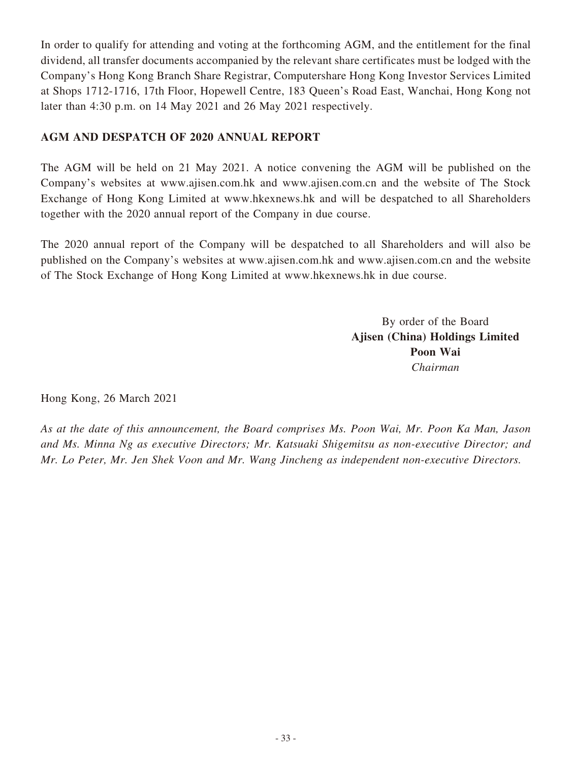In order to qualify for attending and voting at the forthcoming AGM, and the entitlement for the final dividend, all transfer documents accompanied by the relevant share certificates must be lodged with the Company's Hong Kong Branch Share Registrar, Computershare Hong Kong Investor Services Limited at Shops 1712-1716, 17th Floor, Hopewell Centre, 183 Queen's Road East, Wanchai, Hong Kong not later than 4:30 p.m. on 14 May 2021 and 26 May 2021 respectively.

## AGM AND DESPATCH OF 2020 ANNUAL REPORT

The AGM will be held on 21 May 2021. A notice convening the AGM will be published on the Company's websites at www.ajisen.com.hk and www.ajisen.com.cn and the website of The Stock Exchange of Hong Kong Limited at www.hkexnews.hk and will be despatched to all Shareholders together with the 2020 annual report of the Company in due course.

The 2020 annual report of the Company will be despatched to all Shareholders and will also be published on the Company's websites at www.ajisen.com.hk and www.ajisen.com.cn and the website of The Stock Exchange of Hong Kong Limited at www.hkexnews.hk in due course.

By order of the Board
**Ajisen (China) Holdings Limited**
**Poon Wai**
*Chairman*

Hong Kong, 26 March 2021

*As at the date of this announcement, the Board comprises Ms. Poon Wai, Mr. Poon Ka Man, Jason and Ms. Minna Ng as executive Directors; Mr. Katsuaki Shigemitsu as non-executive Director; and Mr. Lo Peter, Mr. Jen Shek Voon and Mr. Wang Jincheng as independent non-executive Directors.*